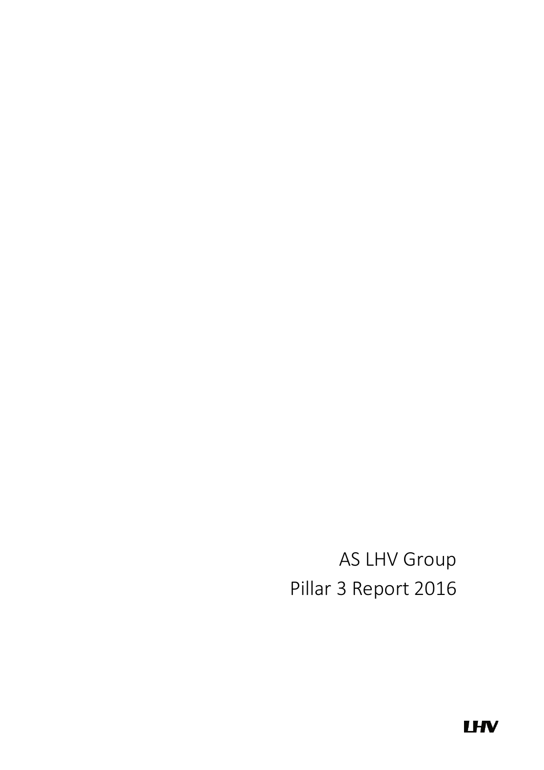# AS LHV Group

# Pillar 3 Report 2016

LHV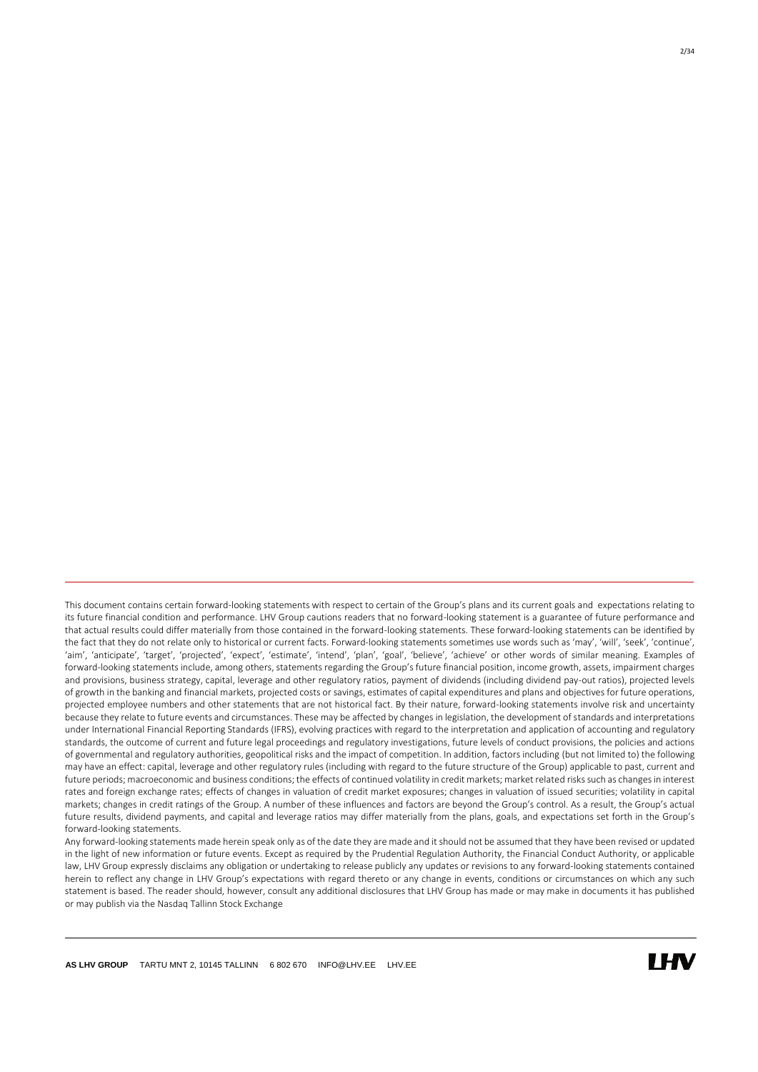This document contains certain forward-looking statements with respect to certain of the Group's plans and its current goals and expectations relating to its future financial condition and performance. LHV Group cautions readers that no forward-looking statement is a guarantee of future performance and that actual results could differ materially from those contained in the forward-looking statements. These forward-looking statements can be identified by the fact that they do not relate only to historical or current facts. Forward-looking statements sometimes use words such as 'may', 'will', 'seek', 'continue', 'aim', 'anticipate', 'target', 'projected', 'expect', 'estimate', 'intend', 'plan', 'goal', 'believe', 'achieve' or other words of similar meaning. Examples of forward-looking statements include, among others, statements regarding the Group's future financial position, income growth, assets, impairment charges and provisions, business strategy, capital, leverage and other regulatory ratios, payment of dividends (including dividend pay-out ratios), projected levels of growth in the banking and financial markets, projected costs or savings, estimates of capital expenditures and plans and objectives for future operations, projected employee numbers and other statements that are not historical fact. By their nature, forward-looking statements involve risk and uncertainty because they relate to future events and circumstances. These may be affected by changes in legislation, the development of standards and interpretations under International Financial Reporting Standards (IFRS), evolving practices with regard to the interpretation and application of accounting and regulatory standards, the outcome of current and future legal proceedings and regulatory investigations, future levels of conduct provisions, the policies and actions of governmental and regulatory authorities, geopolitical risks and the impact of competition. In addition, factors including (but not limited to) the following may have an effect: capital, leverage and other regulatory rules (including with regard to the future structure of the Group) applicable to past, current and future periods; macroeconomic and business conditions; the effects of continued volatility in credit markets; market related risks such as changes in interest rates and foreign exchange rates; effects of changes in valuation of credit market exposures; changes in valuation of issued securities; volatility in capital markets; changes in credit ratings of the Group. A number of these influences and factors are beyond the Group's control. As a result, the Group's actual future results, dividend payments, and capital and leverage ratios may differ materially from the plans, goals, and expectations set forth in the Group's forward-looking statements.

Any forward-looking statements made herein speak only as of the date they are made and it should not be assumed that they have been revised or updated in the light of new information or future events. Except as required by the Prudential Regulation Authority, the Financial Conduct Authority, or applicable law, LHV Group expressly disclaims any obligation or undertaking to release publicly any updates or revisions to any forward-looking statements contained herein to reflect any change in LHV Group's expectations with regard thereto or any change in events, conditions or circumstances on which any such statement is based. The reader should, however, consult any additional disclosures that LHV Group has made or may make in documents it has published or may publish via the Nasdaq Tallinn Stock Exchange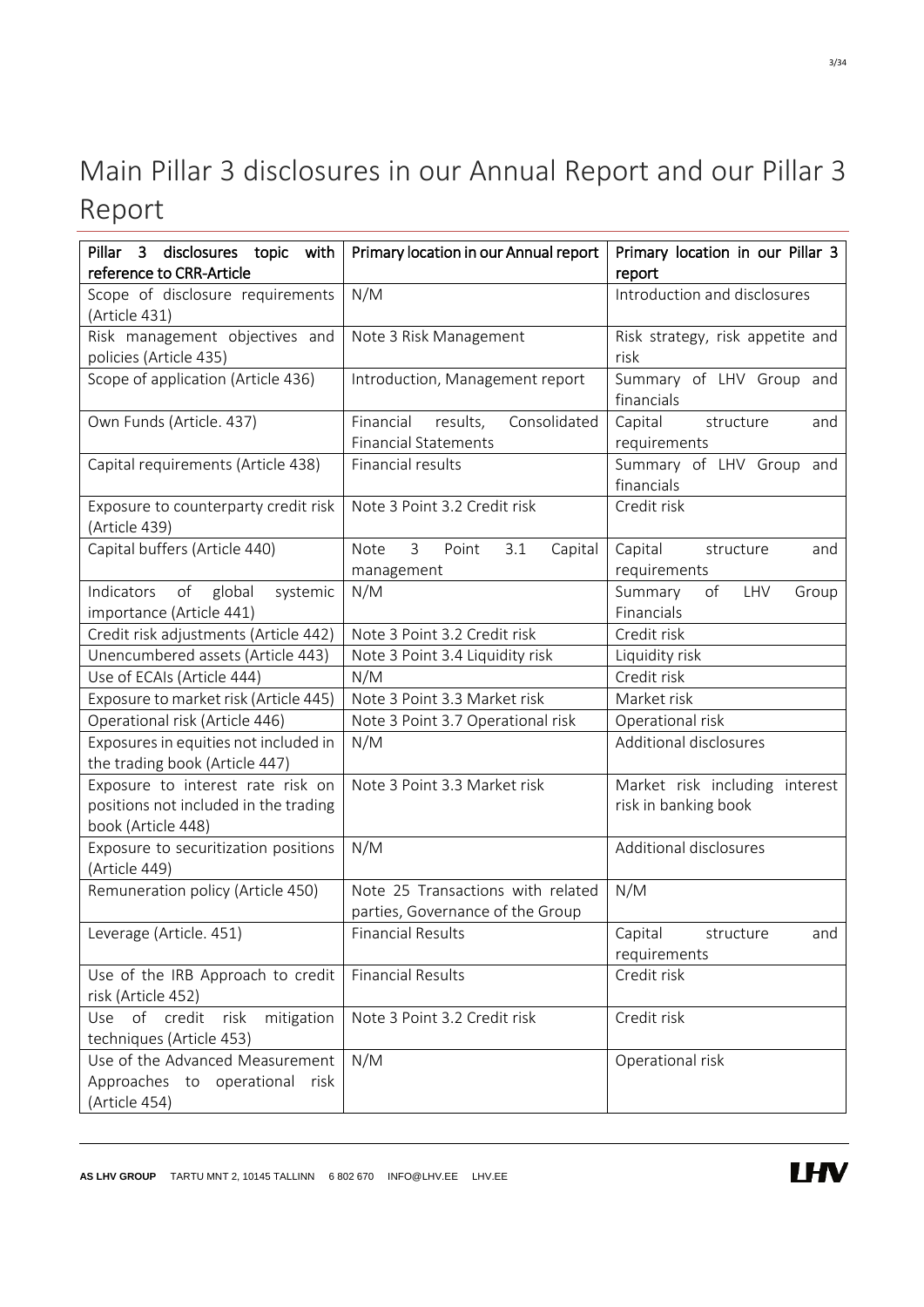# Main Pillar 3 disclosures in our Annual Report and our Pillar 3 Report

| Pillar 3 disclosures topic with reference to CRR-Article | Primary location in our Annual report | Primary location in our Pillar 3 report |
|---|---|---|
| Scope of disclosure requirements (Article 431) | N/M | Introduction and disclosures |
| Risk management objectives and policies (Article 435) | Note 3 Risk Management | Risk strategy, risk appetite and risk |
| Scope of application (Article 436) | Introduction, Management report | Summary of LHV Group and financials |
| Own Funds (Article. 437) | Financial results, Consolidated Financial Statements | Capital structure and requirements |
| Capital requirements (Article 438) | Financial results | Summary of LHV Group and financials |
| Exposure to counterparty credit risk (Article 439) | Note 3 Point 3.2 Credit risk | Credit risk |
| Capital buffers (Article 440) | Note 3 Point 3.1 Capital management | Capital structure and requirements |
| Indicators of global systemic importance (Article 441) | N/M | Summary of LHV Group Financials |
| Credit risk adjustments (Article 442) | Note 3 Point 3.2 Credit risk | Credit risk |
| Unencumbered assets (Article 443) | Note 3 Point 3.4 Liquidity risk | Liquidity risk |
| Use of ECAIs (Article 444) | N/M | Credit risk |
| Exposure to market risk (Article 445) | Note 3 Point 3.3 Market risk | Market risk |
| Operational risk (Article 446) | Note 3 Point 3.7 Operational risk | Operational risk |
| Exposures in equities not included in the trading book (Article 447) | N/M | Additional disclosures |
| Exposure to interest rate risk on positions not included in the trading book (Article 448) | Note 3 Point 3.3 Market risk | Market risk including interest risk in banking book |
| Exposure to securitization positions (Article 449) | N/M | Additional disclosures |
| Remuneration policy (Article 450) | Note 25 Transactions with related parties, Governance of the Group | N/M |
| Leverage (Article. 451) | Financial Results | Capital structure and requirements |
| Use of the IRB Approach to credit risk (Article 452) | Financial Results | Credit risk |
| Use of credit risk mitigation techniques (Article 453) | Note 3 Point 3.2 Credit risk | Credit risk |
| Use of the Advanced Measurement Approaches to operational risk (Article 454) | N/M | Operational risk |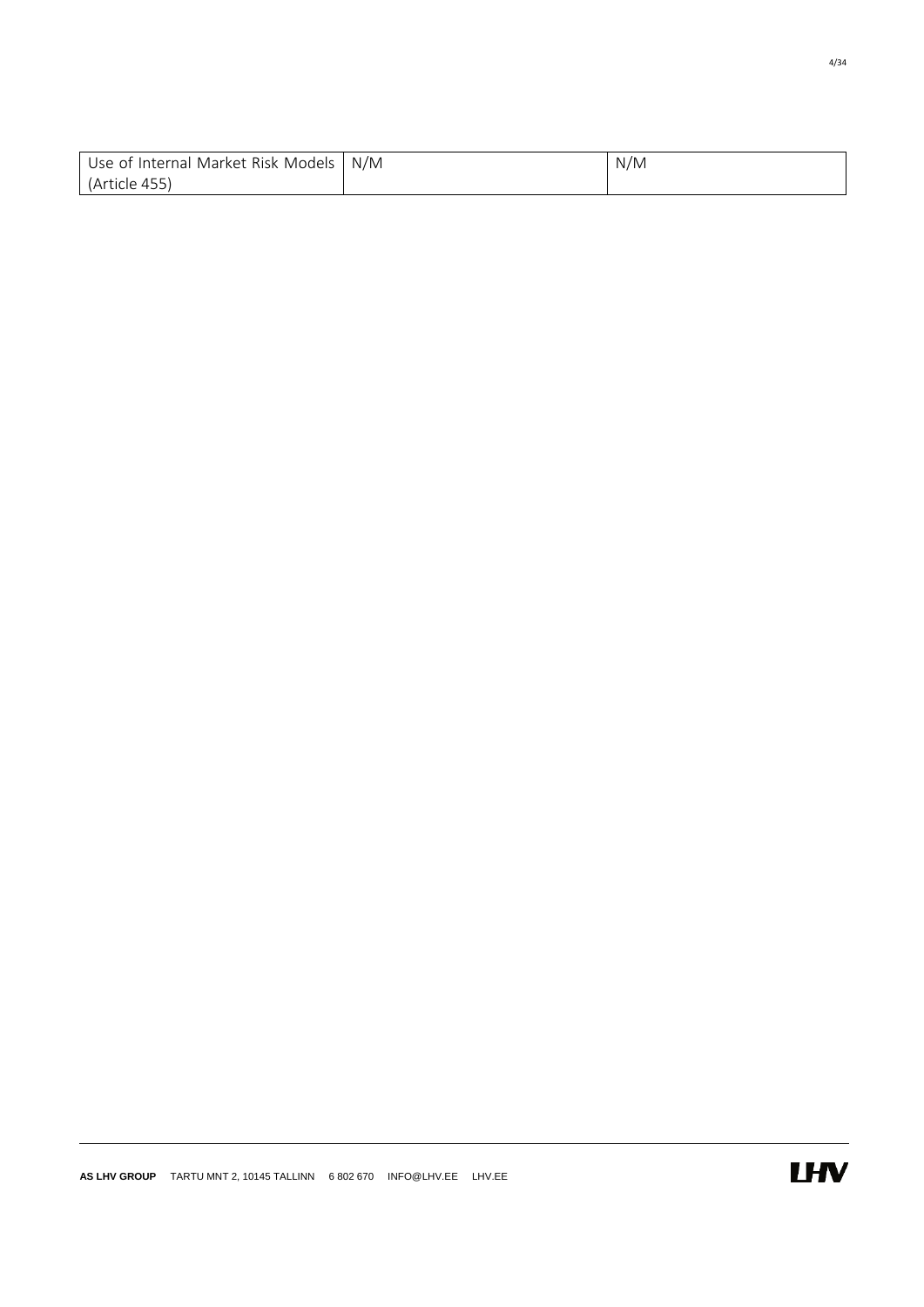| Use of Internal Market Risk Models (Article 455) | N/M | N/M |
|---|---|---|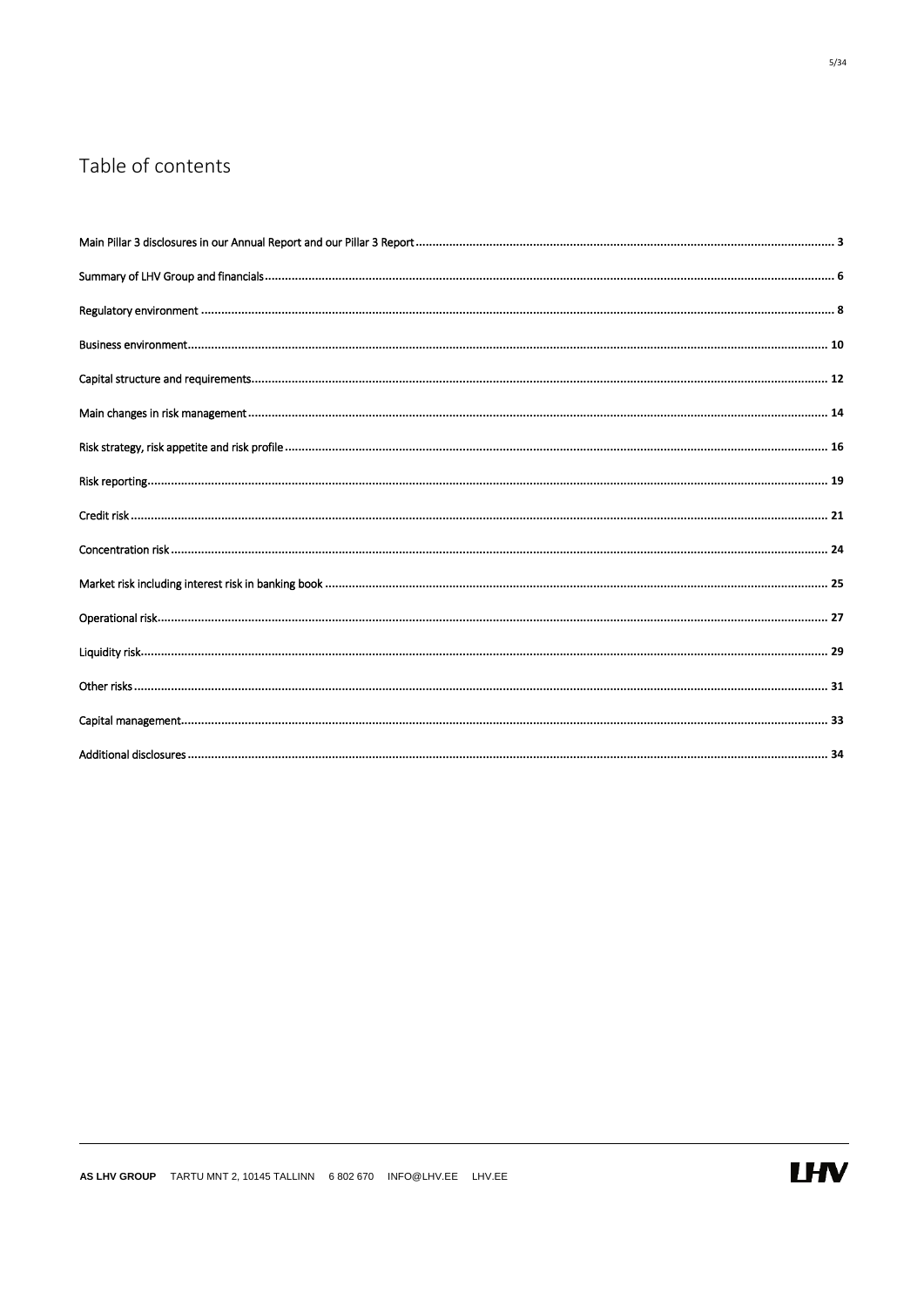# Table of contents

Main Pillar 3 disclosures in our Annual Report and our Pillar 3 Report ........ 3

Summary of LHV Group and financials ........ 6

Regulatory environment ........ 8

Business environment ........ 10

Capital structure and requirements ........ 12

Main changes in risk management ........ 14

Risk strategy, risk appetite and risk profile ........ 16

Risk reporting ........ 19

Credit risk ........ 21

Concentration risk ........ 24

Market risk including interest risk in banking book ........ 25

Operational risk ........ 27

Liquidity risk ........ 29

Other risks ........ 31

Capital management ........ 33

Additional disclosures ........ 34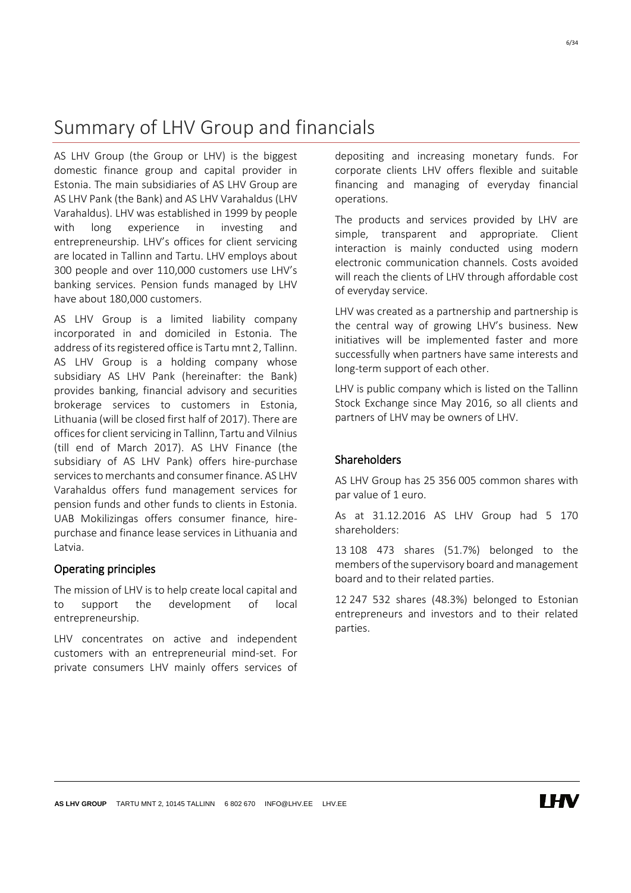# Summary of LHV Group and financials

AS LHV Group (the Group or LHV) is the biggest domestic finance group and capital provider in Estonia. The main subsidiaries of AS LHV Group are AS LHV Pank (the Bank) and AS LHV Varahaldus (LHV Varahaldus). LHV was established in 1999 by people with long experience in investing and entrepreneurship. LHV's offices for client servicing are located in Tallinn and Tartu. LHV employs about 300 people and over 110,000 customers use LHV's banking services. Pension funds managed by LHV have about 180,000 customers.

AS LHV Group is a limited liability company incorporated in and domiciled in Estonia. The address of its registered office is Tartu mnt 2, Tallinn. AS LHV Group is a holding company whose subsidiary AS LHV Pank (hereinafter: the Bank) provides banking, financial advisory and securities brokerage services to customers in Estonia, Lithuania (will be closed first half of 2017). There are offices for client servicing in Tallinn, Tartu and Vilnius (till end of March 2017). AS LHV Finance (the subsidiary of AS LHV Pank) offers hire-purchase services to merchants and consumer finance. AS LHV Varahaldus offers fund management services for pension funds and other funds to clients in Estonia. UAB Mokilizingas offers consumer finance, hire-purchase and finance lease services in Lithuania and Latvia.

## Operating principles

The mission of LHV is to help create local capital and to support the development of local entrepreneurship.

LHV concentrates on active and independent customers with an entrepreneurial mind-set. For private consumers LHV mainly offers services of depositing and increasing monetary funds. For corporate clients LHV offers flexible and suitable financing and managing of everyday financial operations.

The products and services provided by LHV are simple, transparent and appropriate. Client interaction is mainly conducted using modern electronic communication channels. Costs avoided will reach the clients of LHV through affordable cost of everyday service.

LHV was created as a partnership and partnership is the central way of growing LHV's business. New initiatives will be implemented faster and more successfully when partners have same interests and long-term support of each other.

LHV is public company which is listed on the Tallinn Stock Exchange since May 2016, so all clients and partners of LHV may be owners of LHV.

## Shareholders

AS LHV Group has 25 356 005 common shares with par value of 1 euro.

As at 31.12.2016 AS LHV Group had 5 170 shareholders:

13 108 473 shares (51.7%) belonged to the members of the supervisory board and management board and to their related parties.

12 247 532 shares (48.3%) belonged to Estonian entrepreneurs and investors and to their related parties.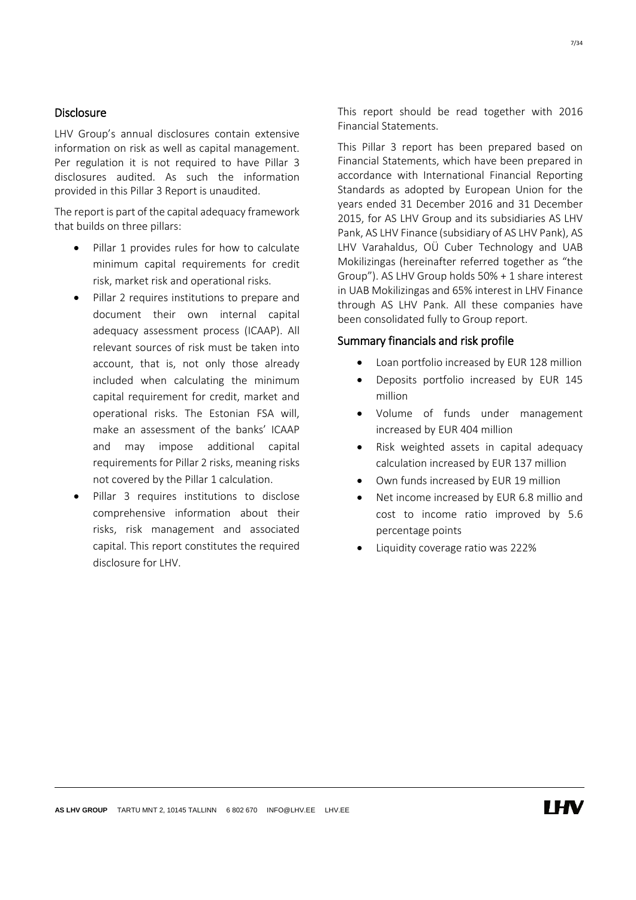## Disclosure

LHV Group's annual disclosures contain extensive information on risk as well as capital management. Per regulation it is not required to have Pillar 3 disclosures audited. As such the information provided in this Pillar 3 Report is unaudited.

The report is part of the capital adequacy framework that builds on three pillars:

- Pillar 1 provides rules for how to calculate minimum capital requirements for credit risk, market risk and operational risks.
- Pillar 2 requires institutions to prepare and document their own internal capital adequacy assessment process (ICAAP). All relevant sources of risk must be taken into account, that is, not only those already included when calculating the minimum capital requirement for credit, market and operational risks. The Estonian FSA will, make an assessment of the banks' ICAAP and may impose additional capital requirements for Pillar 2 risks, meaning risks not covered by the Pillar 1 calculation.
- Pillar 3 requires institutions to disclose comprehensive information about their risks, risk management and associated capital. This report constitutes the required disclosure for LHV.

This report should be read together with 2016 Financial Statements.

This Pillar 3 report has been prepared based on Financial Statements, which have been prepared in accordance with International Financial Reporting Standards as adopted by European Union for the years ended 31 December 2016 and 31 December 2015, for AS LHV Group and its subsidiaries AS LHV Pank, AS LHV Finance (subsidiary of AS LHV Pank), AS LHV Varahaldus, OÜ Cuber Technology and UAB Mokilizingas (hereinafter referred together as "the Group"). AS LHV Group holds 50% + 1 share interest in UAB Mokilizingas and 65% interest in LHV Finance through AS LHV Pank. All these companies have been consolidated fully to Group report.

## Summary financials and risk profile

- Loan portfolio increased by EUR 128 million
- Deposits portfolio increased by EUR 145 million
- Volume of funds under management increased by EUR 404 million
- Risk weighted assets in capital adequacy calculation increased by EUR 137 million
- Own funds increased by EUR 19 million
- Net income increased by EUR 6.8 millio and cost to income ratio improved by 5.6 percentage points
- Liquidity coverage ratio was 222%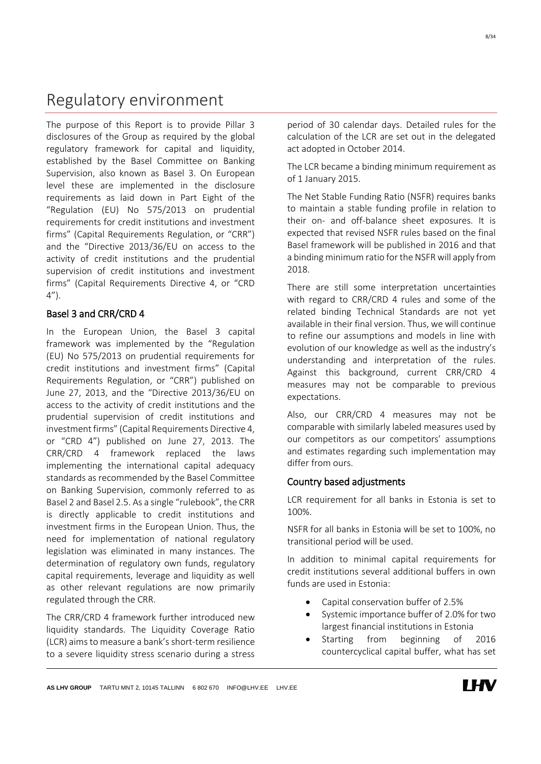# Regulatory environment

The purpose of this Report is to provide Pillar 3 disclosures of the Group as required by the global regulatory framework for capital and liquidity, established by the Basel Committee on Banking Supervision, also known as Basel 3. On European level these are implemented in the disclosure requirements as laid down in Part Eight of the "Regulation (EU) No 575/2013 on prudential requirements for credit institutions and investment firms" (Capital Requirements Regulation, or "CRR") and the "Directive 2013/36/EU on access to the activity of credit institutions and the prudential supervision of credit institutions and investment firms" (Capital Requirements Directive 4, or "CRD 4").

## Basel 3 and CRR/CRD 4

In the European Union, the Basel 3 capital framework was implemented by the "Regulation (EU) No 575/2013 on prudential requirements for credit institutions and investment firms" (Capital Requirements Regulation, or "CRR") published on June 27, 2013, and the "Directive 2013/36/EU on access to the activity of credit institutions and the prudential supervision of credit institutions and investment firms" (Capital Requirements Directive 4, or "CRD 4") published on June 27, 2013. The CRR/CRD 4 framework replaced the laws implementing the international capital adequacy standards as recommended by the Basel Committee on Banking Supervision, commonly referred to as Basel 2 and Basel 2.5. As a single "rulebook", the CRR is directly applicable to credit institutions and investment firms in the European Union. Thus, the need for implementation of national regulatory legislation was eliminated in many instances. The determination of regulatory own funds, regulatory capital requirements, leverage and liquidity as well as other relevant regulations are now primarily regulated through the CRR.

The CRR/CRD 4 framework further introduced new liquidity standards. The Liquidity Coverage Ratio (LCR) aims to measure a bank's short-term resilience to a severe liquidity stress scenario during a stress period of 30 calendar days. Detailed rules for the calculation of the LCR are set out in the delegated act adopted in October 2014.

The LCR became a binding minimum requirement as of 1 January 2015.

The Net Stable Funding Ratio (NSFR) requires banks to maintain a stable funding profile in relation to their on- and off-balance sheet exposures. It is expected that revised NSFR rules based on the final Basel framework will be published in 2016 and that a binding minimum ratio for the NSFR will apply from 2018.

There are still some interpretation uncertainties with regard to CRR/CRD 4 rules and some of the related binding Technical Standards are not yet available in their final version. Thus, we will continue to refine our assumptions and models in line with evolution of our knowledge as well as the industry's understanding and interpretation of the rules. Against this background, current CRR/CRD 4 measures may not be comparable to previous expectations.

Also, our CRR/CRD 4 measures may not be comparable with similarly labeled measures used by our competitors as our competitors' assumptions and estimates regarding such implementation may differ from ours.

## Country based adjustments

LCR requirement for all banks in Estonia is set to 100%.

NSFR for all banks in Estonia will be set to 100%, no transitional period will be used.

In addition to minimal capital requirements for credit institutions several additional buffers in own funds are used in Estonia:

- Capital conservation buffer of 2.5%
- Systemic importance buffer of 2.0% for two largest financial institutions in Estonia
- Starting from beginning of 2016 countercyclical capital buffer, what has set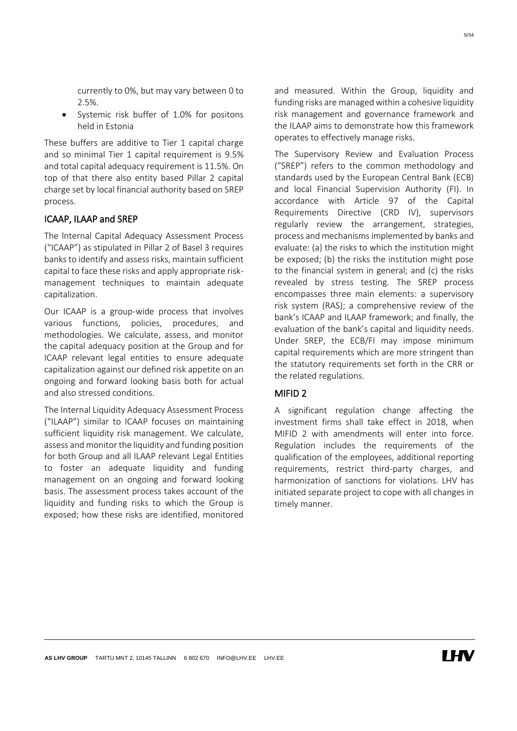currently to 0%, but may vary between 0 to 2.5%.

- Systemic risk buffer of 1.0% for positons held in Estonia

These buffers are additive to Tier 1 capital charge and so minimal Tier 1 capital requirement is 9.5% and total capital adequacy requirement is 11.5%. On top of that there also entity based Pillar 2 capital charge set by local financial authority based on SREP process.

## ICAAP, ILAAP and SREP

The lnternal Capital Adequacy Assessment Process ("ICAAP") as stipulated in Pillar 2 of Basel 3 requires banks to identify and assess risks, maintain sufficient capital to face these risks and apply appropriate risk-management techniques to maintain adequate capitalization.

Our ICAAP is a group-wide process that involves various functions, policies, procedures, and methodologies. We calculate, assess, and monitor the capital adequacy position at the Group and for ICAAP relevant legal entities to ensure adequate capitalization against our defined risk appetite on an ongoing and forward looking basis both for actual and also stressed conditions.

The Internal Liquidity Adequacy Assessment Process ("ILAAP") similar to ICAAP focuses on maintaining sufficient liquidity risk management. We calculate, assess and monitor the liquidity and funding position for both Group and all ILAAP relevant Legal Entities to foster an adequate liquidity and funding management on an ongoing and forward looking basis. The assessment process takes account of the liquidity and funding risks to which the Group is exposed; how these risks are identified, monitored and measured. Within the Group, liquidity and funding risks are managed within a cohesive liquidity risk management and governance framework and the ILAAP aims to demonstrate how this framework operates to effectively manage risks.

The Supervisory Review and Evaluation Process ("SREP") refers to the common methodology and standards used by the European Central Bank (ECB) and local Financial Supervision Authority (FI). In accordance with Article 97 of the Capital Requirements Directive (CRD IV), supervisors regularly review the arrangement, strategies, process and mechanisms implemented by banks and evaluate: (a) the risks to which the institution might be exposed; (b) the risks the institution might pose to the financial system in general; and (c) the risks revealed by stress testing. The SREP process encompasses three main elements: a supervisory risk system (RAS); a comprehensive review of the bank's ICAAP and ILAAP framework; and finally, the evaluation of the bank's capital and liquidity needs. Under SREP, the ECB/FI may impose minimum capital requirements which are more stringent than the statutory requirements set forth in the CRR or the related regulations.

## MIFID 2

A significant regulation change affecting the investment firms shall take effect in 2018, when MIFID 2 with amendments will enter into force. Regulation includes the requirements of the qualification of the employees, additional reporting requirements, restrict third-party charges, and harmonization of sanctions for violations. LHV has initiated separate project to cope with all changes in timely manner.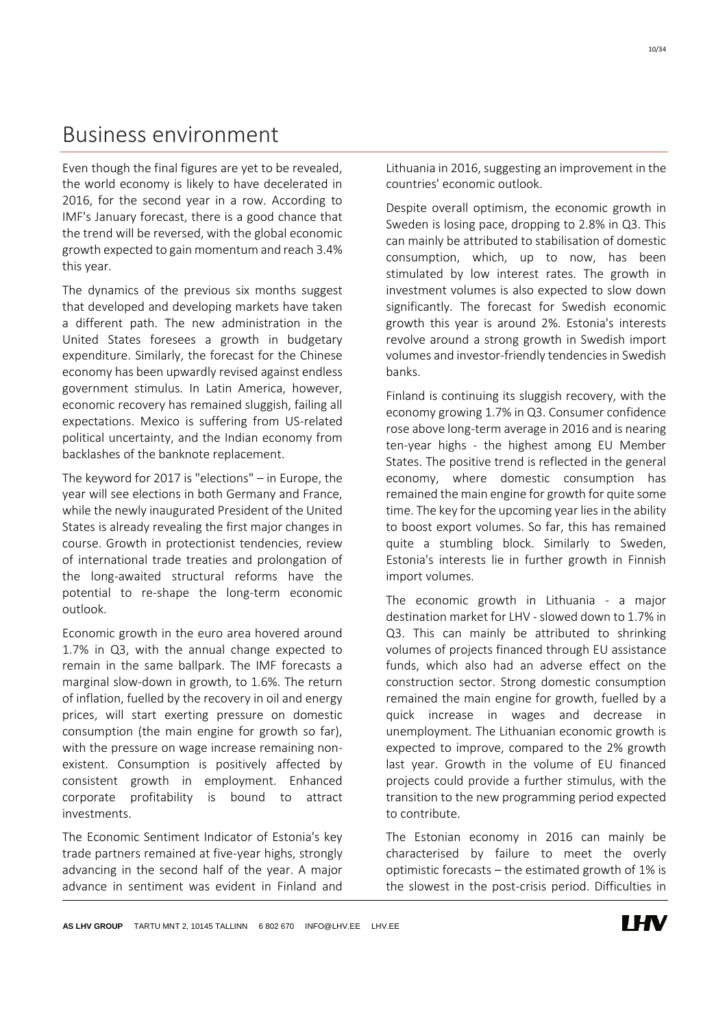# Business environment

Even though the final figures are yet to be revealed, the world economy is likely to have decelerated in 2016, for the second year in a row. According to IMF's January forecast, there is a good chance that the trend will be reversed, with the global economic growth expected to gain momentum and reach 3.4% this year.

The dynamics of the previous six months suggest that developed and developing markets have taken a different path. The new administration in the United States foresees a growth in budgetary expenditure. Similarly, the forecast for the Chinese economy has been upwardly revised against endless government stimulus. In Latin America, however, economic recovery has remained sluggish, failing all expectations. Mexico is suffering from US-related political uncertainty, and the Indian economy from backlashes of the banknote replacement.

The keyword for 2017 is "elections" – in Europe, the year will see elections in both Germany and France, while the newly inaugurated President of the United States is already revealing the first major changes in course. Growth in protectionist tendencies, review of international trade treaties and prolongation of the long-awaited structural reforms have the potential to re-shape the long-term economic outlook.

Economic growth in the euro area hovered around 1.7% in Q3, with the annual change expected to remain in the same ballpark. The IMF forecasts a marginal slow-down in growth, to 1.6%. The return of inflation, fuelled by the recovery in oil and energy prices, will start exerting pressure on domestic consumption (the main engine for growth so far), with the pressure on wage increase remaining non-existent. Consumption is positively affected by consistent growth in employment. Enhanced corporate profitability is bound to attract investments.

The Economic Sentiment Indicator of Estonia's key trade partners remained at five-year highs, strongly advancing in the second half of the year. A major advance in sentiment was evident in Finland and Lithuania in 2016, suggesting an improvement in the countries' economic outlook.

Despite overall optimism, the economic growth in Sweden is losing pace, dropping to 2.8% in Q3. This can mainly be attributed to stabilisation of domestic consumption, which, up to now, has been stimulated by low interest rates. The growth in investment volumes is also expected to slow down significantly. The forecast for Swedish economic growth this year is around 2%. Estonia's interests revolve around a strong growth in Swedish import volumes and investor-friendly tendencies in Swedish banks.

Finland is continuing its sluggish recovery, with the economy growing 1.7% in Q3. Consumer confidence rose above long-term average in 2016 and is nearing ten-year highs - the highest among EU Member States. The positive trend is reflected in the general economy, where domestic consumption has remained the main engine for growth for quite some time. The key for the upcoming year lies in the ability to boost export volumes. So far, this has remained quite a stumbling block. Similarly to Sweden, Estonia's interests lie in further growth in Finnish import volumes.

The economic growth in Lithuania - a major destination market for LHV - slowed down to 1.7% in Q3. This can mainly be attributed to shrinking volumes of projects financed through EU assistance funds, which also had an adverse effect on the construction sector. Strong domestic consumption remained the main engine for growth, fuelled by a quick increase in wages and decrease in unemployment. The Lithuanian economic growth is expected to improve, compared to the 2% growth last year. Growth in the volume of EU financed projects could provide a further stimulus, with the transition to the new programming period expected to contribute.

The Estonian economy in 2016 can mainly be characterised by failure to meet the overly optimistic forecasts – the estimated growth of 1% is the slowest in the post-crisis period. Difficulties in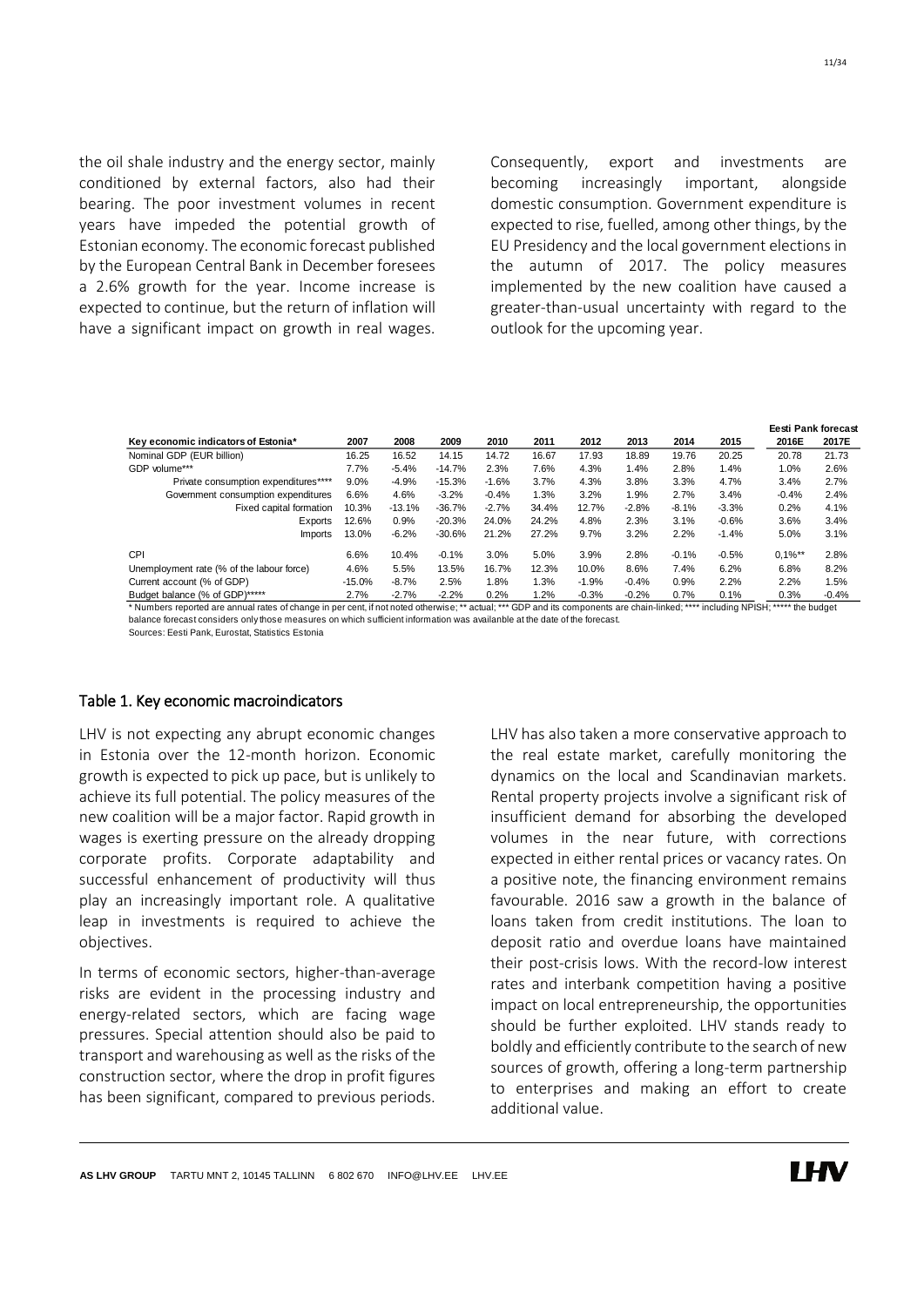the oil shale industry and the energy sector, mainly conditioned by external factors, also had their bearing. The poor investment volumes in recent years have impeded the potential growth of Estonian economy. The economic forecast published by the European Central Bank in December foresees a 2.6% growth for the year. Income increase is expected to continue, but the return of inflation will have a significant impact on growth in real wages.

Consequently, export and investments are becoming increasingly important, alongside domestic consumption. Government expenditure is expected to rise, fuelled, among other things, by the EU Presidency and the local government elections in the autumn of 2017. The policy measures implemented by the new coalition have caused a greater-than-usual uncertainty with regard to the outlook for the upcoming year.

| Key economic indicators of Estonia* | 2007 | 2008 | 2009 | 2010 | 2011 | 2012 | 2013 | 2014 | 2015 | Eesti Pank forecast 2016E | 2017E |
|---|---|---|---|---|---|---|---|---|---|---|---|
| Nominal GDP (EUR billion) | 16.25 | 16.52 | 14.15 | 14.72 | 16.67 | 17.93 | 18.89 | 19.76 | 20.25 | 20.78 | 21.73 |
| GDP volume*** | 7.7% | -5.4% | -14.7% | 2.3% | 7.6% | 4.3% | 1.4% | 2.8% | 1.4% | 1.0% | 2.6% |
| Private consumption expenditures**** | 9.0% | -4.9% | -15.3% | -1.6% | 3.7% | 4.3% | 3.8% | 3.3% | 4.7% | 3.4% | 2.7% |
| Government consumption expenditures | 6.6% | 4.6% | -3.2% | -0.4% | 1.3% | 3.2% | 1.9% | 2.7% | 3.4% | -0.4% | 2.4% |
| Fixed capital formation | 10.3% | -13.1% | -36.7% | -2.7% | 34.4% | 12.7% | -2.8% | -8.1% | -3.3% | 0.2% | 4.1% |
| Exports | 12.6% | 0.9% | -20.3% | 24.0% | 24.2% | 4.8% | 2.3% | 3.1% | -0.6% | 3.6% | 3.4% |
| Imports | 13.0% | -6.2% | -30.6% | 21.2% | 27.2% | 9.7% | 3.2% | 2.2% | -1.4% | 5.0% | 3.1% |
| CPI | 6.6% | 10.4% | -0.1% | 3.0% | 5.0% | 3.9% | 2.8% | -0.1% | -0.5% | 0,1%** | 2.8% |
| Unemployment rate (% of the labour force) | 4.6% | 5.5% | 13.5% | 16.7% | 12.3% | 10.0% | 8.6% | 7.4% | 6.2% | 6.8% | 8.2% |
| Current account (% of GDP) | -15.0% | -8.7% | 2.5% | 1.8% | 1.3% | -1.9% | -0.4% | 0.9% | 2.2% | 2.2% | 1.5% |
| Budget balance (% of GDP)***** | 2.7% | -2.7% | -2.2% | 0.2% | 1.2% | -0.3% | -0.2% | 0.7% | 0.1% | 0.3% | -0.4% |

* Numbers reported are annual rates of change in per cent, if not noted otherwise; ** actual; *** GDP and its components are chain-linked; **** including NPISH; ***** the budget balance forecast considers only those measures on which sufficient information was availanble at the date of the forecast.

Sources: Eesti Pank, Eurostat, Statistics Estonia

### Table 1. Key economic macroindicators

LHV is not expecting any abrupt economic changes in Estonia over the 12-month horizon. Economic growth is expected to pick up pace, but is unlikely to achieve its full potential. The policy measures of the new coalition will be a major factor. Rapid growth in wages is exerting pressure on the already dropping corporate profits. Corporate adaptability and successful enhancement of productivity will thus play an increasingly important role. A qualitative leap in investments is required to achieve the objectives.

In terms of economic sectors, higher-than-average risks are evident in the processing industry and energy-related sectors, which are facing wage pressures. Special attention should also be paid to transport and warehousing as well as the risks of the construction sector, where the drop in profit figures has been significant, compared to previous periods.

LHV has also taken a more conservative approach to the real estate market, carefully monitoring the dynamics on the local and Scandinavian markets. Rental property projects involve a significant risk of insufficient demand for absorbing the developed volumes in the near future, with corrections expected in either rental prices or vacancy rates. On a positive note, the financing environment remains favourable. 2016 saw a growth in the balance of loans taken from credit institutions. The loan to deposit ratio and overdue loans have maintained their post-crisis lows. With the record-low interest rates and interbank competition having a positive impact on local entrepreneurship, the opportunities should be further exploited. LHV stands ready to boldly and efficiently contribute to the search of new sources of growth, offering a long-term partnership to enterprises and making an effort to create additional value.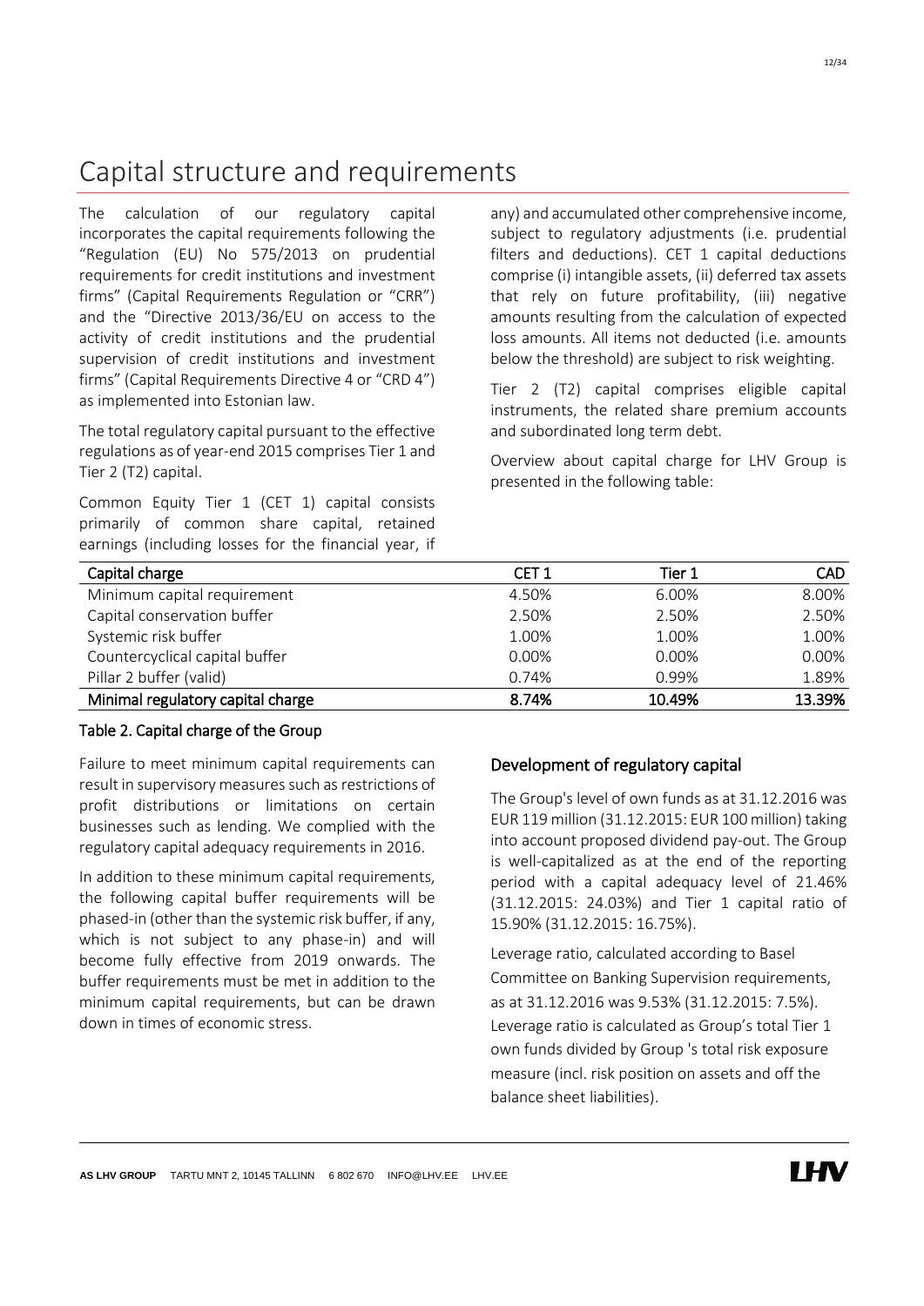# Capital structure and requirements

The calculation of our regulatory capital incorporates the capital requirements following the "Regulation (EU) No 575/2013 on prudential requirements for credit institutions and investment firms" (Capital Requirements Regulation or "CRR") and the "Directive 2013/36/EU on access to the activity of credit institutions and the prudential supervision of credit institutions and investment firms" (Capital Requirements Directive 4 or "CRD 4") as implemented into Estonian law.

The total regulatory capital pursuant to the effective regulations as of year-end 2015 comprises Tier 1 and Tier 2 (T2) capital.

Common Equity Tier 1 (CET 1) capital consists primarily of common share capital, retained earnings (including losses for the financial year, if any) and accumulated other comprehensive income, subject to regulatory adjustments (i.e. prudential filters and deductions). CET 1 capital deductions comprise (i) intangible assets, (ii) deferred tax assets that rely on future profitability, (iii) negative amounts resulting from the calculation of expected loss amounts. All items not deducted (i.e. amounts below the threshold) are subject to risk weighting.

Tier 2 (T2) capital comprises eligible capital instruments, the related share premium accounts and subordinated long term debt.

Overview about capital charge for LHV Group is presented in the following table:

| Capital charge | CET 1 | Tier 1 | CAD |
|---|---|---|---|
| Minimum capital requirement | 4.50% | 6.00% | 8.00% |
| Capital conservation buffer | 2.50% | 2.50% | 2.50% |
| Systemic risk buffer | 1.00% | 1.00% | 1.00% |
| Countercyclical capital buffer | 0.00% | 0.00% | 0.00% |
| Pillar 2 buffer (valid) | 0.74% | 0.99% | 1.89% |
| **Minimal regulatory capital charge** | **8.74%** | **10.49%** | **13.39%** |

Table 2. Capital charge of the Group

Failure to meet minimum capital requirements can result in supervisory measures such as restrictions of profit distributions or limitations on certain businesses such as lending. We complied with the regulatory capital adequacy requirements in 2016.

In addition to these minimum capital requirements, the following capital buffer requirements will be phased-in (other than the systemic risk buffer, if any, which is not subject to any phase-in) and will become fully effective from 2019 onwards. The buffer requirements must be met in addition to the minimum capital requirements, but can be drawn down in times of economic stress.

## Development of regulatory capital

The Group's level of own funds as at 31.12.2016 was EUR 119 million (31.12.2015: EUR 100 million) taking into account proposed dividend pay-out. The Group is well-capitalized as at the end of the reporting period with a capital adequacy level of 21.46% (31.12.2015: 24.03%) and Tier 1 capital ratio of 15.90% (31.12.2015: 16.75%).

Leverage ratio, calculated according to Basel Committee on Banking Supervision requirements, as at 31.12.2016 was 9.53% (31.12.2015: 7.5%). Leverage ratio is calculated as Group's total Tier 1 own funds divided by Group 's total risk exposure measure (incl. risk position on assets and off the balance sheet liabilities).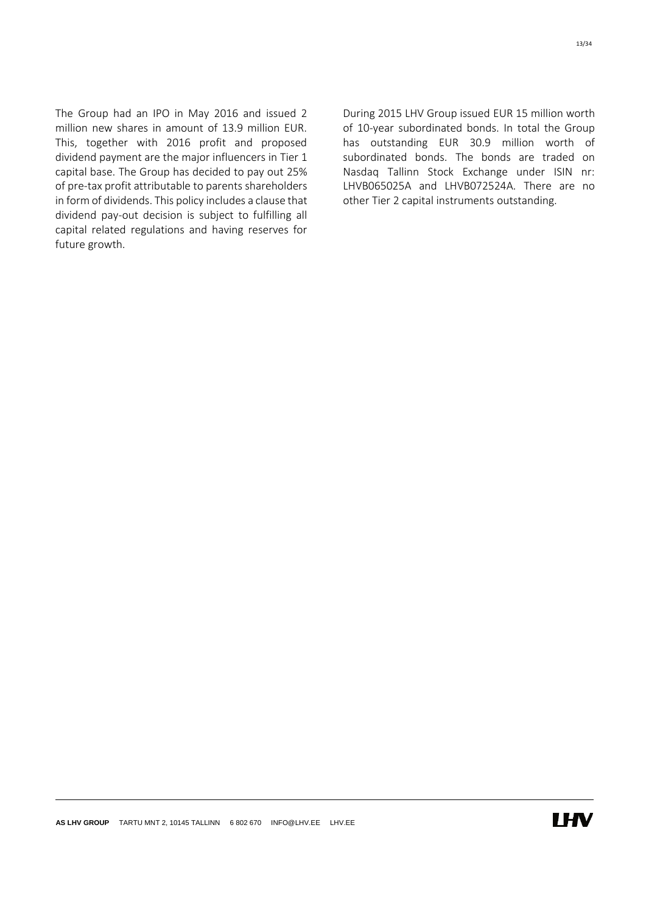The Group had an IPO in May 2016 and issued 2 million new shares in amount of 13.9 million EUR. This, together with 2016 profit and proposed dividend payment are the major influencers in Tier 1 capital base. The Group has decided to pay out 25% of pre-tax profit attributable to parents shareholders in form of dividends. This policy includes a clause that dividend pay-out decision is subject to fulfilling all capital related regulations and having reserves for future growth.

During 2015 LHV Group issued EUR 15 million worth of 10-year subordinated bonds. In total the Group has outstanding EUR 30.9 million worth of subordinated bonds. The bonds are traded on Nasdaq Tallinn Stock Exchange under ISIN nr: LHVB065025A and LHVB072524A. There are no other Tier 2 capital instruments outstanding.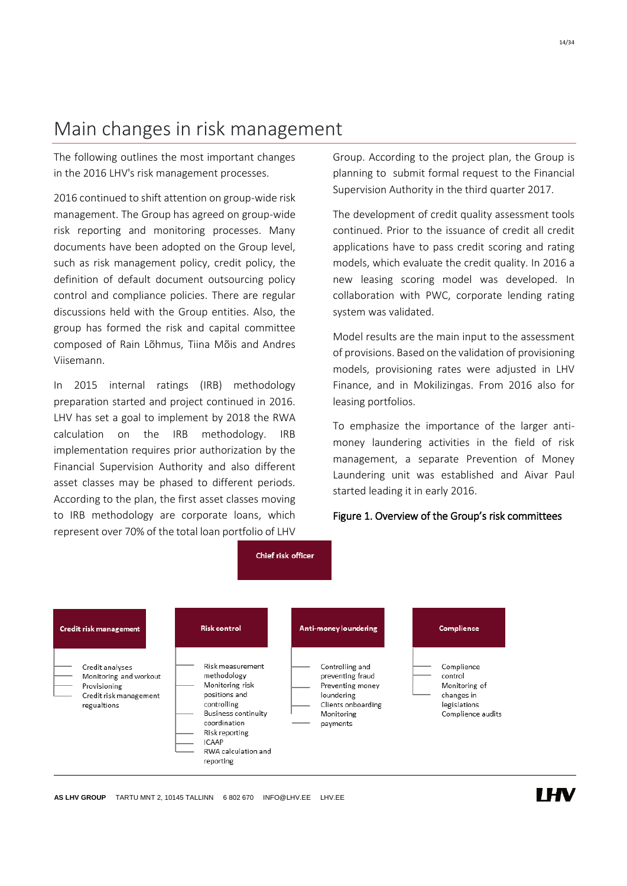# Main changes in risk management

The following outlines the most important changes in the 2016 LHV's risk management processes.

2016 continued to shift attention on group-wide risk management. The Group has agreed on group-wide risk reporting and monitoring processes. Many documents have been adopted on the Group level, such as risk management policy, credit policy, the definition of default document outsourcing policy control and compliance policies. There are regular discussions held with the Group entities. Also, the group has formed the risk and capital committee composed of Rain Lõhmus, Tiina Mõis and Andres Viisemann.

In 2015 internal ratings (IRB) methodology preparation started and project continued in 2016. LHV has set a goal to implement by 2018 the RWA calculation on the IRB methodology. IRB implementation requires prior authorization by the Financial Supervision Authority and also different asset classes may be phased to different periods. According to the plan, the first asset classes moving to IRB methodology are corporate loans, which represent over 70% of the total loan portfolio of LHV Group. According to the project plan, the Group is planning to submit formal request to the Financial Supervision Authority in the third quarter 2017.

The development of credit quality assessment tools continued. Prior to the issuance of credit all credit applications have to pass credit scoring and rating models, which evaluate the credit quality. In 2016 a new leasing scoring model was developed. In collaboration with PWC, corporate lending rating system was validated.

Model results are the main input to the assessment of provisions. Based on the validation of provisioning models, provisioning rates were adjusted in LHV Finance, and in Mokilizingas. From 2016 also for leasing portfolios.

To emphasize the importance of the larger anti-money laundering activities in the field of risk management, a separate Prevention of Money Laundering unit was established and Aivar Paul started leading it in early 2016.

**Figure 1. Overview of the Group's risk committees**

**Chief risk officer**

**Credit risk management**
- Credit analyses
- Monitoring and workout
- Provisioning
- Credit risk management regualtions

**Risk control**
- Risk measurement methodology
- Monitoring risk positions and controlling
- Business continuity coordination
- Risk reporting
- ICAAP
- RWA calculation and reporting

**Anti-money loundering**
- Controlling and preventing fraud
- Preventing money loundering
- Clients onboarding
- Monitoring payments

**Complience**
- Complience control
- Monitoring of changes in legislations
- Complience audits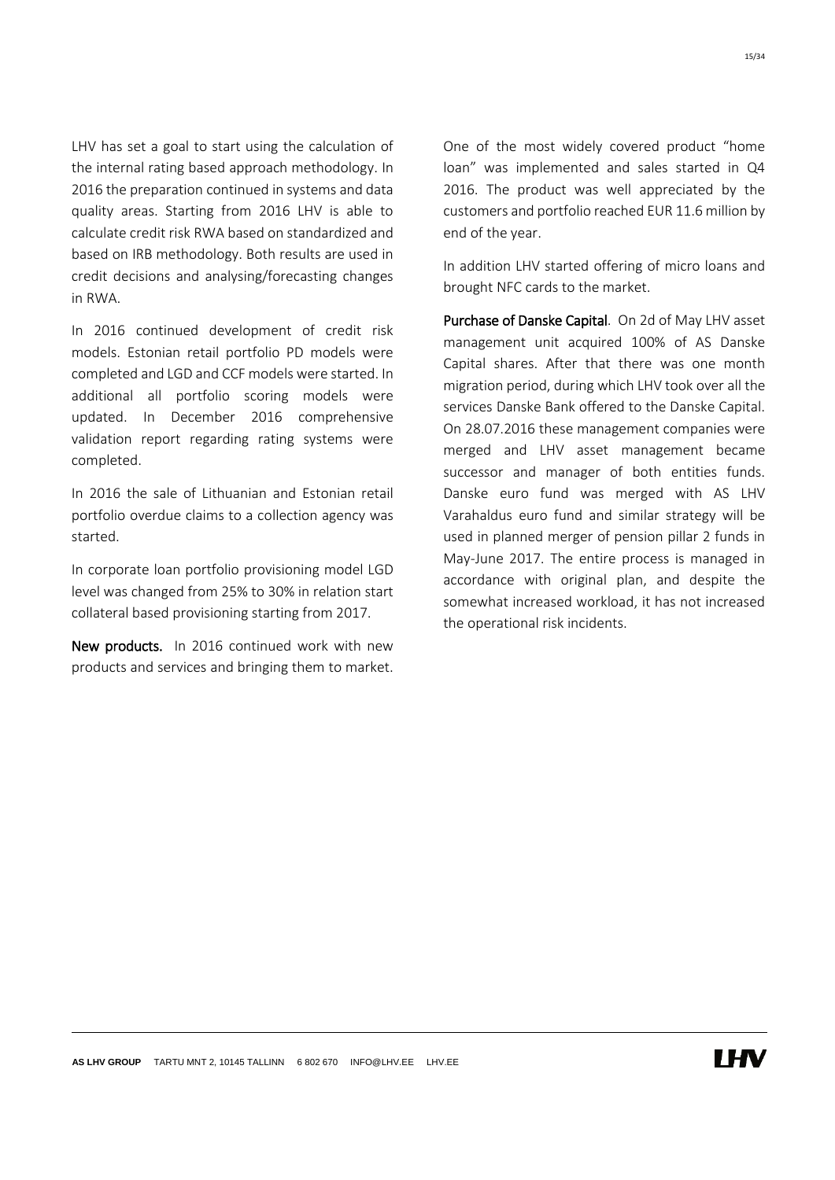LHV has set a goal to start using the calculation of the internal rating based approach methodology. In 2016 the preparation continued in systems and data quality areas. Starting from 2016 LHV is able to calculate credit risk RWA based on standardized and based on IRB methodology. Both results are used in credit decisions and analysing/forecasting changes in RWA.

In 2016 continued development of credit risk models. Estonian retail portfolio PD models were completed and LGD and CCF models were started. In additional all portfolio scoring models were updated. In December 2016 comprehensive validation report regarding rating systems were completed.

In 2016 the sale of Lithuanian and Estonian retail portfolio overdue claims to a collection agency was started.

In corporate loan portfolio provisioning model LGD level was changed from 25% to 30% in relation start collateral based provisioning starting from 2017.

**New products.** In 2016 continued work with new products and services and bringing them to market. One of the most widely covered product "home loan" was implemented and sales started in Q4 2016. The product was well appreciated by the customers and portfolio reached EUR 11.6 million by end of the year.

In addition LHV started offering of micro loans and brought NFC cards to the market.

**Purchase of Danske Capital**. On 2d of May LHV asset management unit acquired 100% of AS Danske Capital shares. After that there was one month migration period, during which LHV took over all the services Danske Bank offered to the Danske Capital. On 28.07.2016 these management companies were merged and LHV asset management became successor and manager of both entities funds. Danske euro fund was merged with AS LHV Varahaldus euro fund and similar strategy will be used in planned merger of pension pillar 2 funds in May-June 2017. The entire process is managed in accordance with original plan, and despite the somewhat increased workload, it has not increased the operational risk incidents.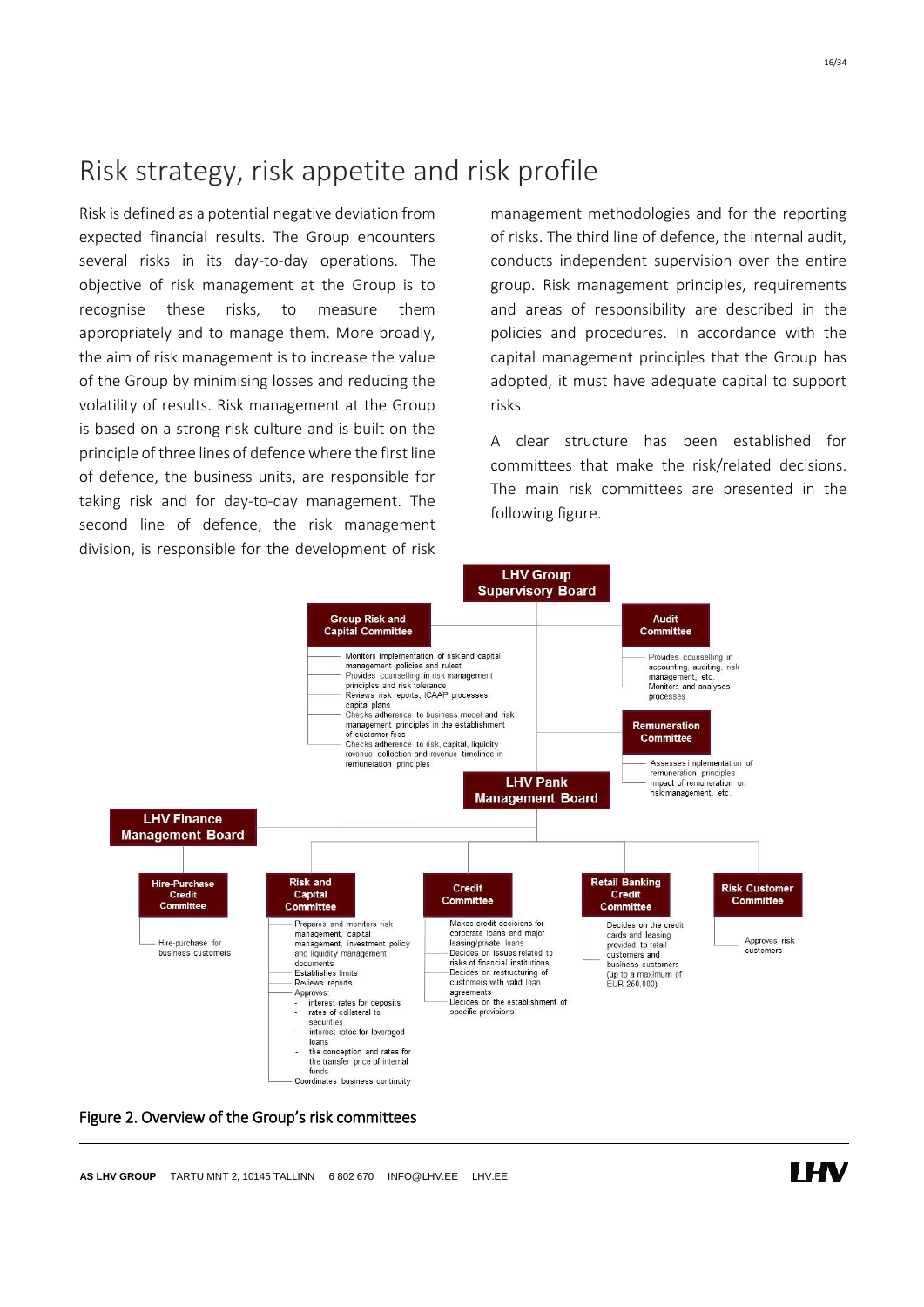# Risk strategy, risk appetite and risk profile

Risk is defined as a potential negative deviation from expected financial results. The Group encounters several risks in its day-to-day operations. The objective of risk management at the Group is to recognise these risks, to measure them appropriately and to manage them. More broadly, the aim of risk management is to increase the value of the Group by minimising losses and reducing the volatility of results. Risk management at the Group is based on a strong risk culture and is built on the principle of three lines of defence where the first line of defence, the business units, are responsible for taking risk and for day-to-day management. The second line of defence, the risk management division, is responsible for the development of risk management methodologies and for the reporting of risks. The third line of defence, the internal audit, conducts independent supervision over the entire group. Risk management principles, requirements and areas of responsibility are described in the policies and procedures. In accordance with the capital management principles that the Group has adopted, it must have adequate capital to support risks.

A clear structure has been established for committees that make the risk/related decisions. The main risk committees are presented in the following figure.

**LHV Group Supervisory Board**

- **Group Risk and Capital Committee**
  - Monitors implementation of risk and capital management policies and rulest
  - Provides counselling in risk management principles and risk tolerance
  - Reviews risk reports, ICAAP processes, capital plans
  - Checks adherence to business model and risk management principles in the establishment of customer fees
  - Checks adherence to risk, capital, liquidity revenue collection and revenue timelines in remuneration principles
- **Audit Committee**
  - Provides counselling in accounting, auditing, risk management, etc.
  - Monitors and analyses processes
- **Remuneration Committee**
  - Assesses implementation of remuneration principles
  - Impact of remuneration on risk management, etc.

**LHV Pank Management Board**

- **Risk and Capital Committee**
  - Prepares and monitors risk management, capital management, investment policy and liquidity management documents
  - Establishes limits
  - Reviews reports
  - Approves:
    - interest rates for deposits
    - rates of collateral to securities
    - interest rates for leveraged loans
    - the conception and rates for the transfer price of internal funds
  - Coordinates business continuity
- **Credit Committee**
  - Makes credit decisions for corporate loans and major leasing/private loans
  - Decides on issues related to risks of financial institutions
  - Decides on restructuring of customers with valid loan agreements
  - Decides on the establishment of specific provisions
- **Retail Banking Credit Committee**
  - Decides on the credit cards and leasing provided to retail customers and business customers (up to a maximum of EUR 250,000)
- **Risk Customer Committee**
  - Approves risk customers

**LHV Finance Management Board**

- **Hire-Purchase Credit Committee**
  - Hire-purchase for business customers

Figure 2. Overview of the Group's risk committees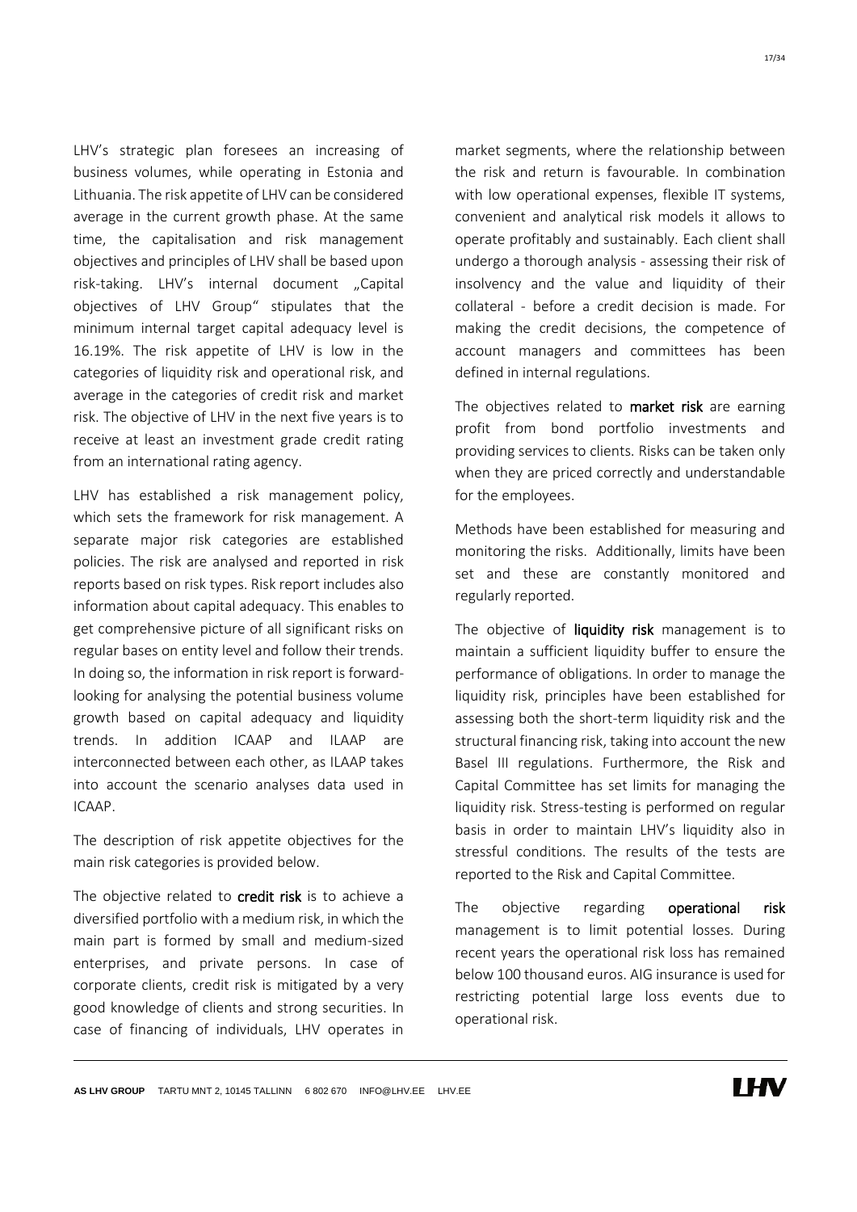LHV's strategic plan foresees an increasing of business volumes, while operating in Estonia and Lithuania. The risk appetite of LHV can be considered average in the current growth phase. At the same time, the capitalisation and risk management objectives and principles of LHV shall be based upon risk-taking. LHV's internal document „Capital objectives of LHV Group" stipulates that the minimum internal target capital adequacy level is 16.19%. The risk appetite of LHV is low in the categories of liquidity risk and operational risk, and average in the categories of credit risk and market risk. The objective of LHV in the next five years is to receive at least an investment grade credit rating from an international rating agency.

LHV has established a risk management policy, which sets the framework for risk management. A separate major risk categories are established policies. The risk are analysed and reported in risk reports based on risk types. Risk report includes also information about capital adequacy. This enables to get comprehensive picture of all significant risks on regular bases on entity level and follow their trends. In doing so, the information in risk report is forward-looking for analysing the potential business volume growth based on capital adequacy and liquidity trends. In addition ICAAP and ILAAP are interconnected between each other, as ILAAP takes into account the scenario analyses data used in ICAAP.

The description of risk appetite objectives for the main risk categories is provided below.

The objective related to **credit risk** is to achieve a diversified portfolio with a medium risk, in which the main part is formed by small and medium-sized enterprises, and private persons. In case of corporate clients, credit risk is mitigated by a very good knowledge of clients and strong securities. In case of financing of individuals, LHV operates in market segments, where the relationship between the risk and return is favourable. In combination with low operational expenses, flexible IT systems, convenient and analytical risk models it allows to operate profitably and sustainably. Each client shall undergo a thorough analysis - assessing their risk of insolvency and the value and liquidity of their collateral - before a credit decision is made. For making the credit decisions, the competence of account managers and committees has been defined in internal regulations.

The objectives related to **market risk** are earning profit from bond portfolio investments and providing services to clients. Risks can be taken only when they are priced correctly and understandable for the employees.

Methods have been established for measuring and monitoring the risks. Additionally, limits have been set and these are constantly monitored and regularly reported.

The objective of **liquidity risk** management is to maintain a sufficient liquidity buffer to ensure the performance of obligations. In order to manage the liquidity risk, principles have been established for assessing both the short-term liquidity risk and the structural financing risk, taking into account the new Basel III regulations. Furthermore, the Risk and Capital Committee has set limits for managing the liquidity risk. Stress-testing is performed on regular basis in order to maintain LHV's liquidity also in stressful conditions. The results of the tests are reported to the Risk and Capital Committee.

The objective regarding **operational risk** management is to limit potential losses. During recent years the operational risk loss has remained below 100 thousand euros. AIG insurance is used for restricting potential large loss events due to operational risk.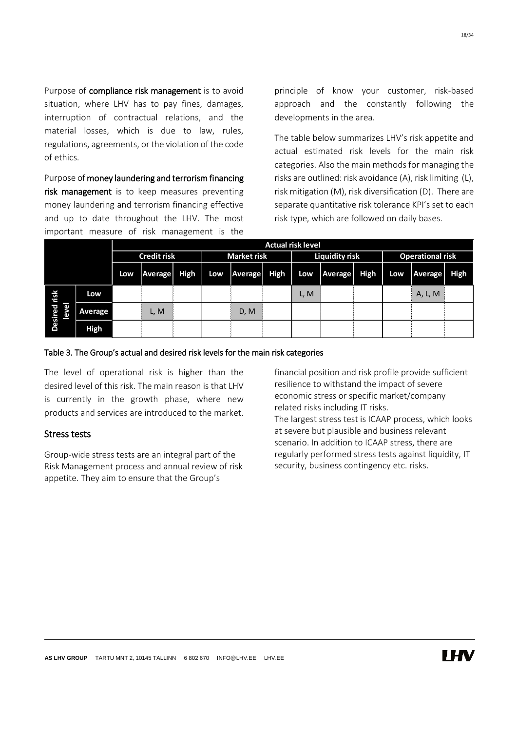Purpose of **compliance risk management** is to avoid situation, where LHV has to pay fines, damages, interruption of contractual relations, and the material losses, which is due to law, rules, regulations, agreements, or the violation of the code of ethics.

Purpose of **money laundering and terrorism financing risk management** is to keep measures preventing money laundering and terrorism financing effective and up to date throughout the LHV. The most important measure of risk management is the principle of know your customer, risk-based approach and the constantly following the developments in the area.

The table below summarizes LHV's risk appetite and actual estimated risk levels for the main risk categories. Also the main methods for managing the risks are outlined: risk avoidance (A), risk limiting (L), risk mitigation (M), risk diversification (D). There are separate quantitative risk tolerance KPI's set to each risk type, which are followed on daily bases.

| | | Actual risk level | | | | | | | | | | | |
|---|---|---|---|---|---|---|---|---|---|---|---|---|---|
| | | Credit risk | | | Market risk | | | Liquidity risk | | | Operational risk | | |
| | | Low | Average | High | Low | Average | High | Low | Average | High | Low | Average | High |
| Desired risk level | Low | | | | | | | L, M | | | | A, L, M | |
| | Average | | L, M | | | D, M | | | | | | | |
| | High | | | | | | | | | | | | |

Table 3. The Group's actual and desired risk levels for the main risk categories

The level of operational risk is higher than the desired level of this risk. The main reason is that LHV is currently in the growth phase, where new products and services are introduced to the market.

## Stress tests

Group-wide stress tests are an integral part of the Risk Management process and annual review of risk appetite. They aim to ensure that the Group's financial position and risk profile provide sufficient resilience to withstand the impact of severe economic stress or specific market/company related risks including IT risks.

The largest stress test is ICAAP process, which looks at severe but plausible and business relevant scenario. In addition to ICAAP stress, there are regularly performed stress tests against liquidity, IT security, business contingency etc. risks.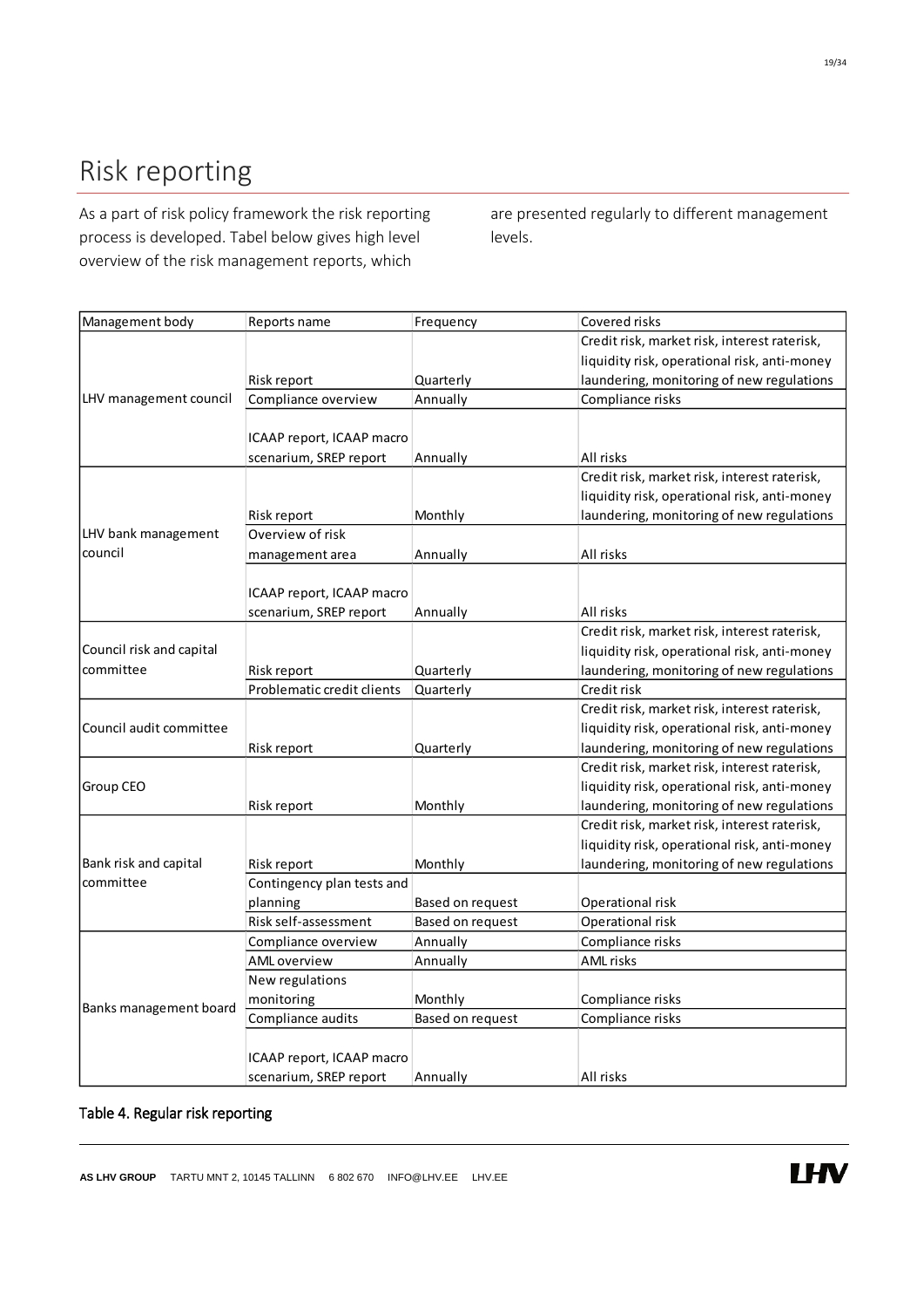# Risk reporting

As a part of risk policy framework the risk reporting process is developed. Tabel below gives high level overview of the risk management reports, which are presented regularly to different management levels.

| Management body | Reports name | Frequency | Covered risks |
|---|---|---|---|
| LHV management council | Risk report | Quarterly | Credit risk, market risk, interest raterisk, liquidity risk, operational risk, anti-money laundering, monitoring of new regulations |
| | Compliance overview | Annually | Compliance risks |
| | ICAAP report, ICAAP macro scenarium, SREP report | Annually | All risks |
| LHV bank management council | Risk report | Monthly | Credit risk, market risk, interest raterisk, liquidity risk, operational risk, anti-money laundering, monitoring of new regulations |
| | Overview of risk management area | Annually | All risks |
| | ICAAP report, ICAAP macro scenarium, SREP report | Annually | All risks |
| Council risk and capital committee | Risk report | Quarterly | Credit risk, market risk, interest raterisk, liquidity risk, operational risk, anti-money laundering, monitoring of new regulations |
| | Problematic credit clients | Quarterly | Credit risk |
| Council audit committee | Risk report | Quarterly | Credit risk, market risk, interest raterisk, liquidity risk, operational risk, anti-money laundering, monitoring of new regulations |
| Group CEO | Risk report | Monthly | Credit risk, market risk, interest raterisk, liquidity risk, operational risk, anti-money laundering, monitoring of new regulations |
| Bank risk and capital committee | Risk report | Monthly | Credit risk, market risk, interest raterisk, liquidity risk, operational risk, anti-money laundering, monitoring of new regulations |
| | Contingency plan tests and planning | Based on request | Operational risk |
| | Risk self-assessment | Based on request | Operational risk |
| Banks management board | Compliance overview | Annually | Compliance risks |
| | AML overview | Annually | AML risks |
| | New regulations monitoring | Monthly | Compliance risks |
| | Compliance audits | Based on request | Compliance risks |
| | ICAAP report, ICAAP macro scenarium, SREP report | Annually | All risks |

Table 4. Regular risk reporting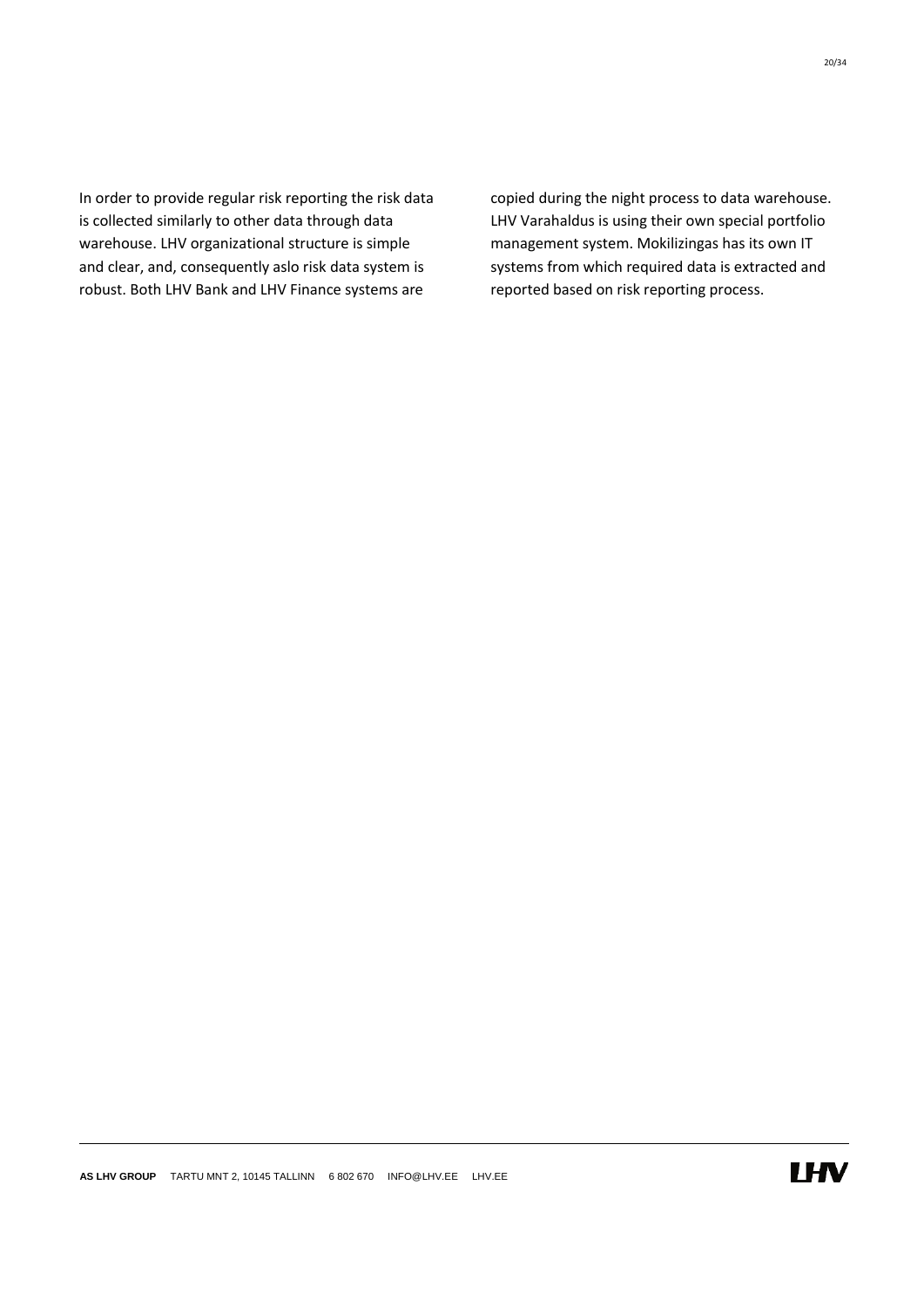In order to provide regular risk reporting the risk data is collected similarly to other data through data warehouse. LHV organizational structure is simple and clear, and, consequently aslo risk data system is robust. Both LHV Bank and LHV Finance systems are copied during the night process to data warehouse. LHV Varahaldus is using their own special portfolio management system. Mokilizingas has its own IT systems from which required data is extracted and reported based on risk reporting process.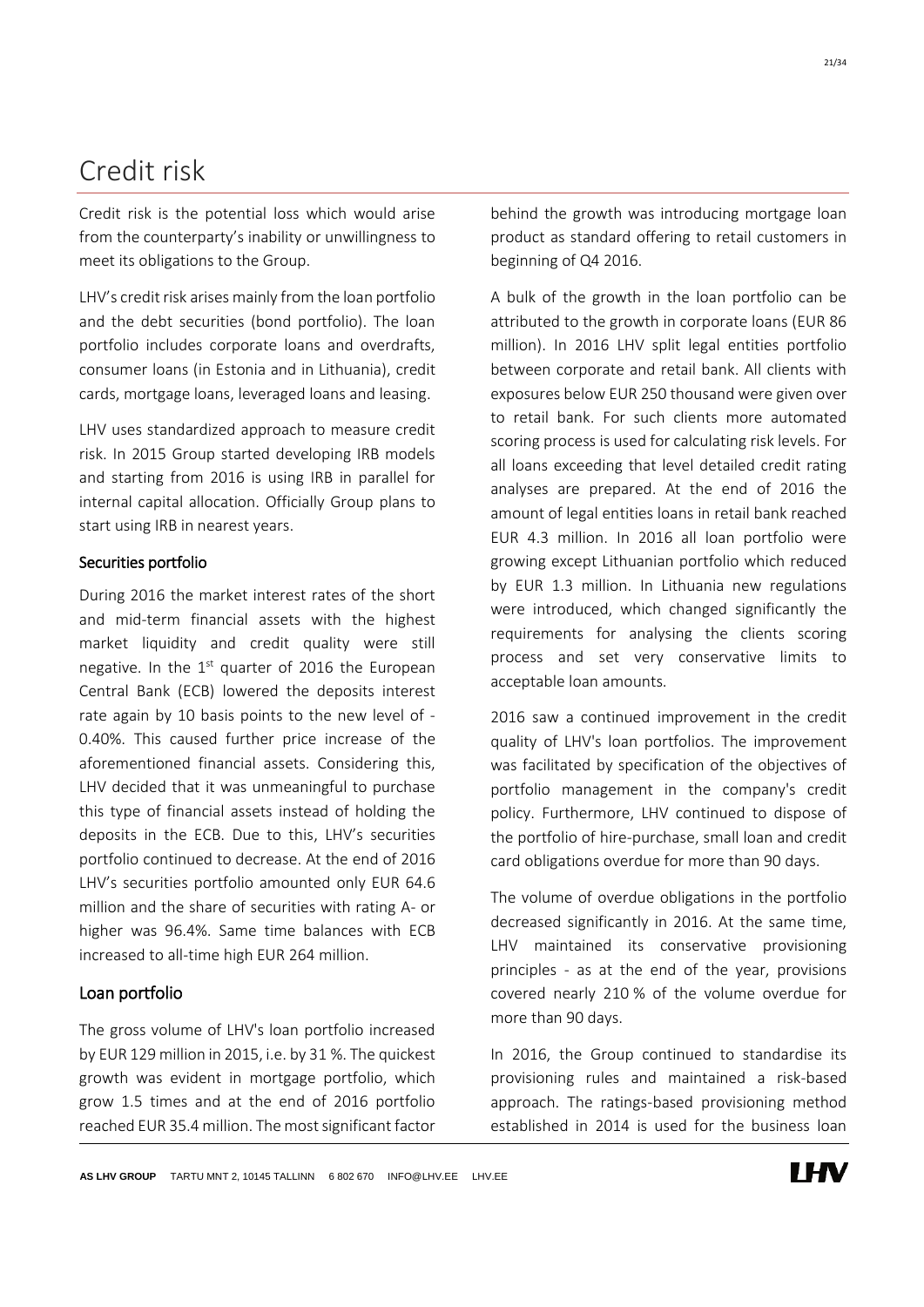# Credit risk

Credit risk is the potential loss which would arise from the counterparty's inability or unwillingness to meet its obligations to the Group.

LHV's credit risk arises mainly from the loan portfolio and the debt securities (bond portfolio). The loan portfolio includes corporate loans and overdrafts, consumer loans (in Estonia and in Lithuania), credit cards, mortgage loans, leveraged loans and leasing.

LHV uses standardized approach to measure credit risk. In 2015 Group started developing IRB models and starting from 2016 is using IRB in parallel for internal capital allocation. Officially Group plans to start using IRB in nearest years.

### Securities portfolio

During 2016 the market interest rates of the short and mid-term financial assets with the highest market liquidity and credit quality were still negative. In the 1st quarter of 2016 the European Central Bank (ECB) lowered the deposits interest rate again by 10 basis points to the new level of -0.40%. This caused further price increase of the aforementioned financial assets. Considering this, LHV decided that it was unmeaningful to purchase this type of financial assets instead of holding the deposits in the ECB. Due to this, LHV's securities portfolio continued to decrease. At the end of 2016 LHV's securities portfolio amounted only EUR 64.6 million and the share of securities with rating A- or higher was 96.4%. Same time balances with ECB increased to all-time high EUR 264 million.

### Loan portfolio

The gross volume of LHV's loan portfolio increased by EUR 129 million in 2015, i.e. by 31 %. The quickest growth was evident in mortgage portfolio, which grow 1.5 times and at the end of 2016 portfolio reached EUR 35.4 million. The most significant factor behind the growth was introducing mortgage loan product as standard offering to retail customers in beginning of Q4 2016.

A bulk of the growth in the loan portfolio can be attributed to the growth in corporate loans (EUR 86 million). In 2016 LHV split legal entities portfolio between corporate and retail bank. All clients with exposures below EUR 250 thousand were given over to retail bank. For such clients more automated scoring process is used for calculating risk levels. For all loans exceeding that level detailed credit rating analyses are prepared. At the end of 2016 the amount of legal entities loans in retail bank reached EUR 4.3 million. In 2016 all loan portfolio were growing except Lithuanian portfolio which reduced by EUR 1.3 million. In Lithuania new regulations were introduced, which changed significantly the requirements for analysing the clients scoring process and set very conservative limits to acceptable loan amounts.

2016 saw a continued improvement in the credit quality of LHV's loan portfolios. The improvement was facilitated by specification of the objectives of portfolio management in the company's credit policy. Furthermore, LHV continued to dispose of the portfolio of hire-purchase, small loan and credit card obligations overdue for more than 90 days.

The volume of overdue obligations in the portfolio decreased significantly in 2016. At the same time, LHV maintained its conservative provisioning principles - as at the end of the year, provisions covered nearly 210 % of the volume overdue for more than 90 days.

In 2016, the Group continued to standardise its provisioning rules and maintained a risk-based approach. The ratings-based provisioning method established in 2014 is used for the business loan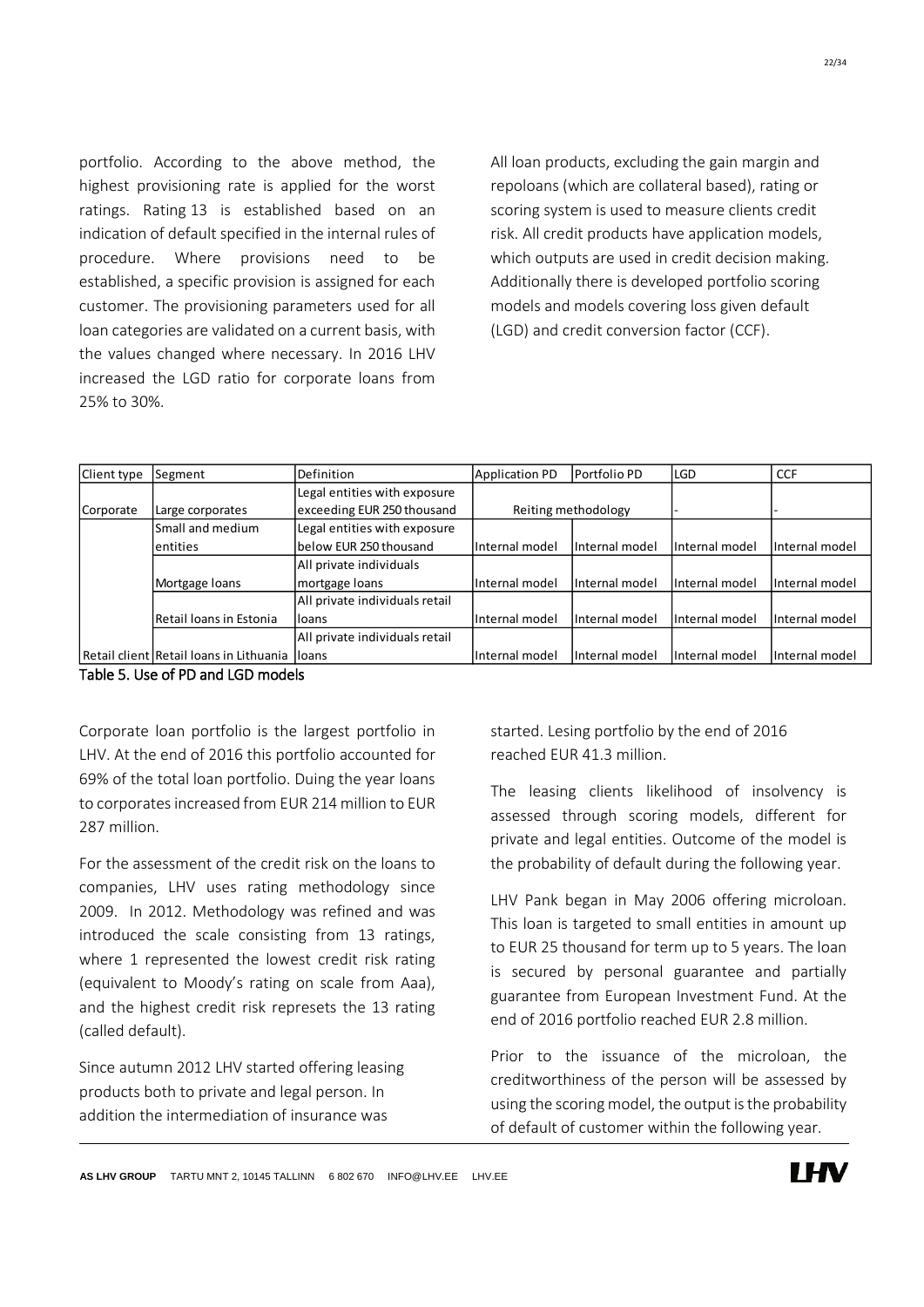portfolio. According to the above method, the highest provisioning rate is applied for the worst ratings. Rating 13 is established based on an indication of default specified in the internal rules of procedure. Where provisions need to be established, a specific provision is assigned for each customer. The provisioning parameters used for all loan categories are validated on a current basis, with the values changed where necessary. In 2016 LHV increased the LGD ratio for corporate loans from 25% to 30%.

All loan products, excluding the gain margin and repoloans (which are collateral based), rating or scoring system is used to measure clients credit risk. All credit products have application models, which outputs are used in credit decision making. Additionally there is developed portfolio scoring models and models covering loss given default (LGD) and credit conversion factor (CCF).

| Client type | Segment | Definition | Application PD | Portfolio PD | LGD | CCF |
|---|---|---|---|---|---|---|
| Corporate | Large corporates | Legal entities with exposure exceeding EUR 250 thousand | Reiting methodology | | - | - |
| | Small and medium entities | Legal entities with exposure below EUR 250 thousand | Internal model | Internal model | Internal model | Internal model |
| | Mortgage loans | All private individuals mortgage loans | Internal model | Internal model | Internal model | Internal model |
| | Retail loans in Estonia | All private individuals retail loans | Internal model | Internal model | Internal model | Internal model |
| Retail client | Retail loans in Lithuania | All private individuals retail loans | Internal model | Internal model | Internal model | Internal model |

Table 5. Use of PD and LGD models

Corporate loan portfolio is the largest portfolio in LHV. At the end of 2016 this portfolio accounted for 69% of the total loan portfolio. Duing the year loans to corporates increased from EUR 214 million to EUR 287 million.

For the assessment of the credit risk on the loans to companies, LHV uses rating methodology since 2009. In 2012. Methodology was refined and was introduced the scale consisting from 13 ratings, where 1 represented the lowest credit risk rating (equivalent to Moody's rating on scale from Aaa), and the highest credit risk represets the 13 rating (called default).

Since autumn 2012 LHV started offering leasing products both to private and legal person. In addition the intermediation of insurance was started. Lesing portfolio by the end of 2016 reached EUR 41.3 million.

The leasing clients likelihood of insolvency is assessed through scoring models, different for private and legal entities. Outcome of the model is the probability of default during the following year.

LHV Pank began in May 2006 offering microloan. This loan is targeted to small entities in amount up to EUR 25 thousand for term up to 5 years. The loan is secured by personal guarantee and partially guarantee from European Investment Fund. At the end of 2016 portfolio reached EUR 2.8 million.

Prior to the issuance of the microloan, the creditworthiness of the person will be assessed by using the scoring model, the output is the probability of default of customer within the following year.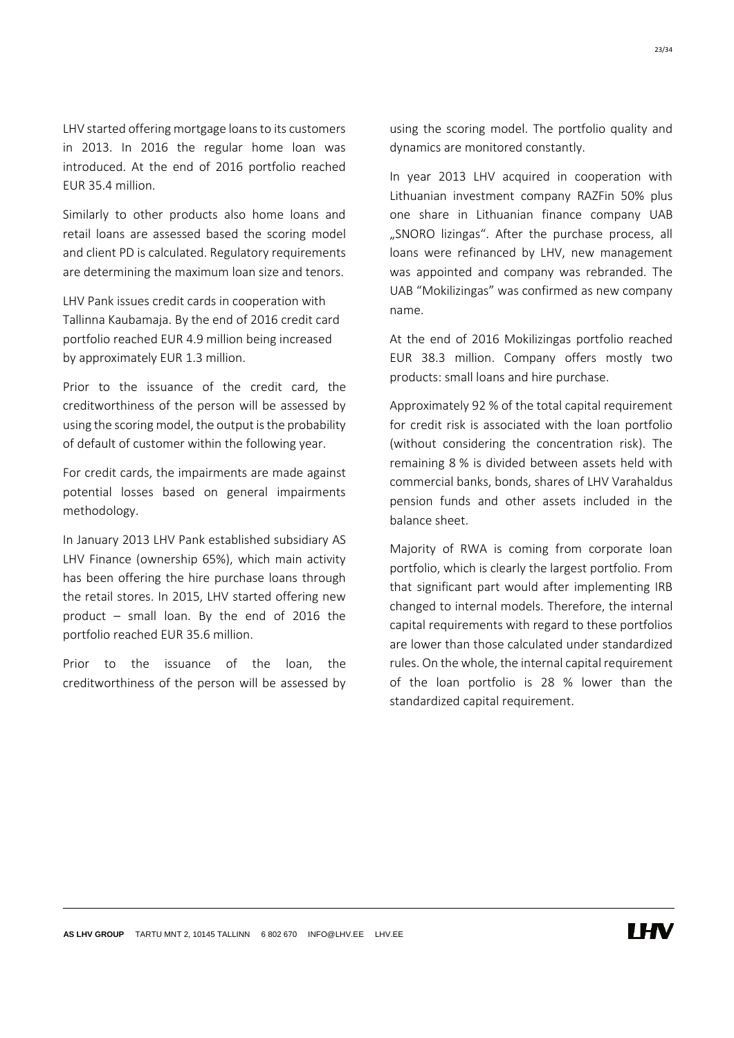LHV started offering mortgage loans to its customers in 2013. In 2016 the regular home loan was introduced. At the end of 2016 portfolio reached EUR 35.4 million.

Similarly to other products also home loans and retail loans are assessed based the scoring model and client PD is calculated. Regulatory requirements are determining the maximum loan size and tenors.

LHV Pank issues credit cards in cooperation with Tallinna Kaubamaja. By the end of 2016 credit card portfolio reached EUR 4.9 million being increased by approximately EUR 1.3 million.

Prior to the issuance of the credit card, the creditworthiness of the person will be assessed by using the scoring model, the output is the probability of default of customer within the following year.

For credit cards, the impairments are made against potential losses based on general impairments methodology.

In January 2013 LHV Pank established subsidiary AS LHV Finance (ownership 65%), which main activity has been offering the hire purchase loans through the retail stores. In 2015, LHV started offering new product – small loan. By the end of 2016 the portfolio reached EUR 35.6 million.

Prior to the issuance of the loan, the creditworthiness of the person will be assessed by using the scoring model. The portfolio quality and dynamics are monitored constantly.

In year 2013 LHV acquired in cooperation with Lithuanian investment company RAZFin 50% plus one share in Lithuanian finance company UAB „SNORO lizingas“. After the purchase process, all loans were refinanced by LHV, new management was appointed and company was rebranded. The UAB "Mokilizingas" was confirmed as new company name.

At the end of 2016 Mokilizingas portfolio reached EUR 38.3 million. Company offers mostly two products: small loans and hire purchase.

Approximately 92 % of the total capital requirement for credit risk is associated with the loan portfolio (without considering the concentration risk). The remaining 8 % is divided between assets held with commercial banks, bonds, shares of LHV Varahaldus pension funds and other assets included in the balance sheet.

Majority of RWA is coming from corporate loan portfolio, which is clearly the largest portfolio. From that significant part would after implementing IRB changed to internal models. Therefore, the internal capital requirements with regard to these portfolios are lower than those calculated under standardized rules. On the whole, the internal capital requirement of the loan portfolio is 28 % lower than the standardized capital requirement.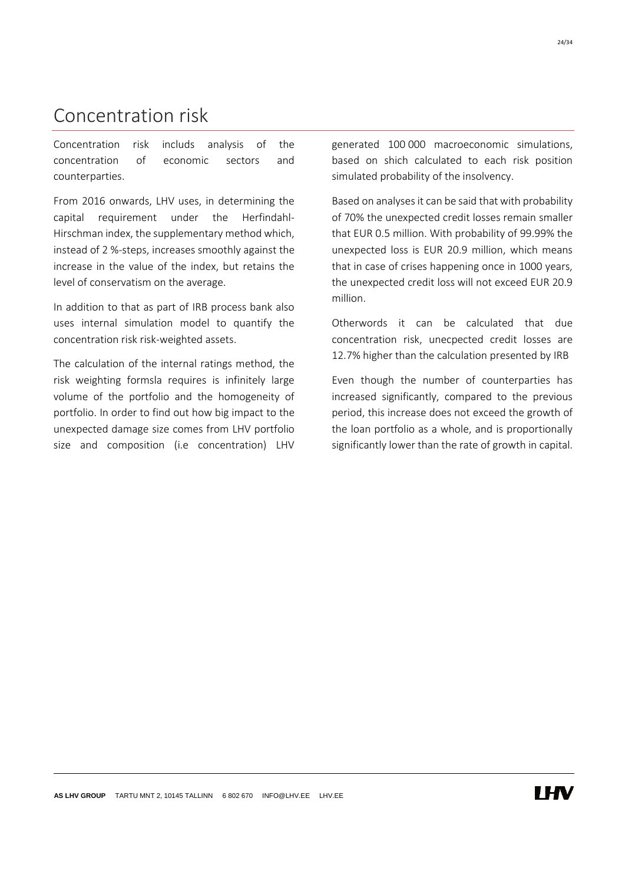# Concentration risk

Concentration risk includs analysis of the concentration of economic sectors and counterparties.

From 2016 onwards, LHV uses, in determining the capital requirement under the Herfindahl-Hirschman index, the supplementary method which, instead of 2 %-steps, increases smoothly against the increase in the value of the index, but retains the level of conservatism on the average.

In addition to that as part of IRB process bank also uses internal simulation model to quantify the concentration risk risk-weighted assets.

The calculation of the internal ratings method, the risk weighting formsla requires is infinitely large volume of the portfolio and the homogeneity of portfolio. In order to find out how big impact to the unexpected damage size comes from LHV portfolio size and composition (i.e concentration) LHV generated 100 000 macroeconomic simulations, based on shich calculated to each risk position simulated probability of the insolvency.

Based on analyses it can be said that with probability of 70% the unexpected credit losses remain smaller that EUR 0.5 million. With probability of 99.99% the unexpected loss is EUR 20.9 million, which means that in case of crises happening once in 1000 years, the unexpected credit loss will not exceed EUR 20.9 million.

Otherwords it can be calculated that due concentration risk, unecpected credit losses are 12.7% higher than the calculation presented by IRB

Even though the number of counterparties has increased significantly, compared to the previous period, this increase does not exceed the growth of the loan portfolio as a whole, and is proportionally significantly lower than the rate of growth in capital.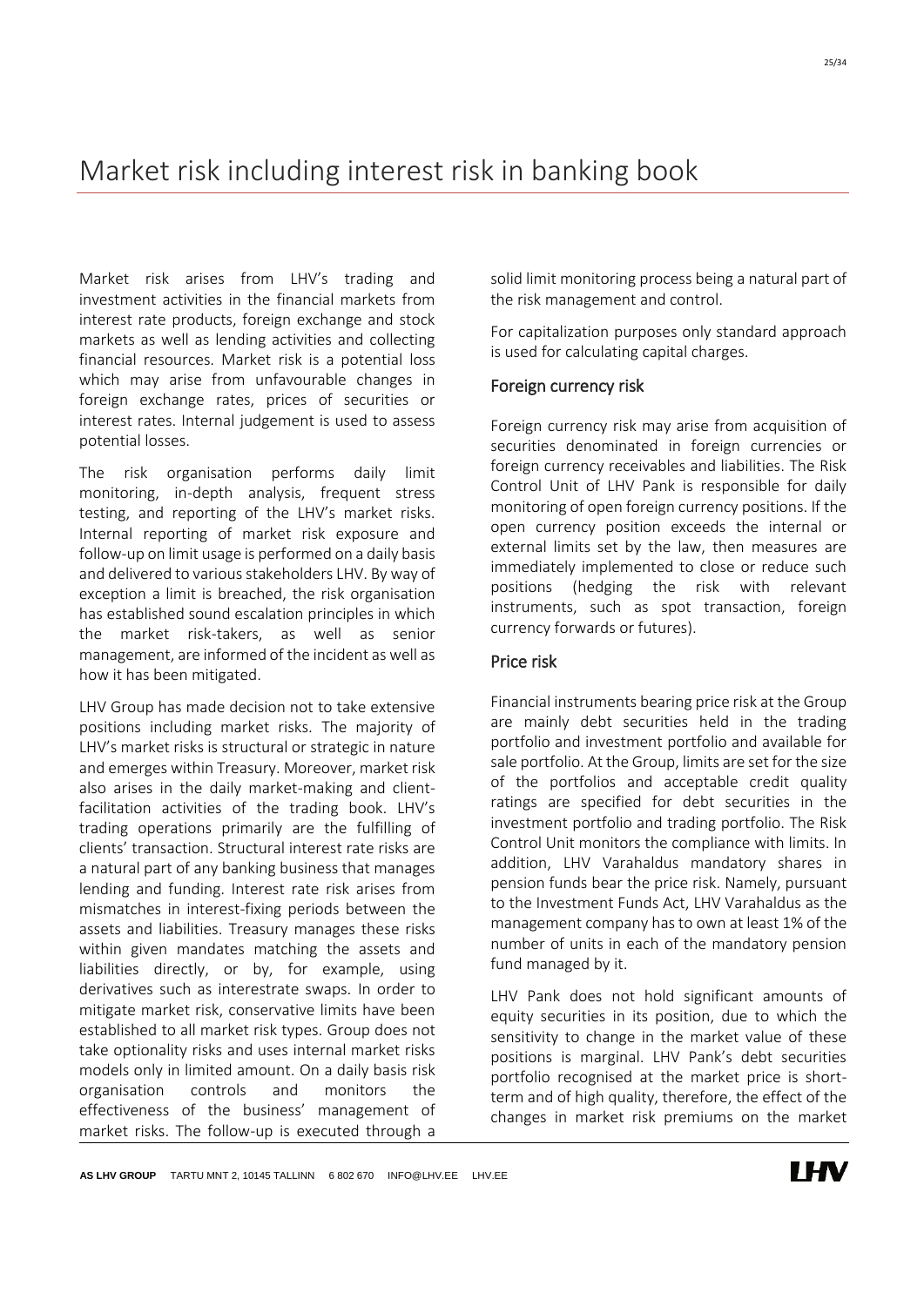# Market risk including interest risk in banking book

Market risk arises from LHV's trading and investment activities in the financial markets from interest rate products, foreign exchange and stock markets as well as lending activities and collecting financial resources. Market risk is a potential loss which may arise from unfavourable changes in foreign exchange rates, prices of securities or interest rates. Internal judgement is used to assess potential losses.

The risk organisation performs daily limit monitoring, in-depth analysis, frequent stress testing, and reporting of the LHV's market risks. Internal reporting of market risk exposure and follow-up on limit usage is performed on a daily basis and delivered to various stakeholders LHV. By way of exception a limit is breached, the risk organisation has established sound escalation principles in which the market risk-takers, as well as senior management, are informed of the incident as well as how it has been mitigated.

LHV Group has made decision not to take extensive positions including market risks. The majority of LHV's market risks is structural or strategic in nature and emerges within Treasury. Moreover, market risk also arises in the daily market-making and client-facilitation activities of the trading book. LHV's trading operations primarily are the fulfilling of clients' transaction. Structural interest rate risks are a natural part of any banking business that manages lending and funding. Interest rate risk arises from mismatches in interest-fixing periods between the assets and liabilities. Treasury manages these risks within given mandates matching the assets and liabilities directly, or by, for example, using derivatives such as interestrate swaps. In order to mitigate market risk, conservative limits have been established to all market risk types. Group does not take optionality risks and uses internal market risks models only in limited amount. On a daily basis risk organisation controls and monitors the effectiveness of the business' management of market risks. The follow-up is executed through a solid limit monitoring process being a natural part of the risk management and control.

For capitalization purposes only standard approach is used for calculating capital charges.

## Foreign currency risk

Foreign currency risk may arise from acquisition of securities denominated in foreign currencies or foreign currency receivables and liabilities. The Risk Control Unit of LHV Pank is responsible for daily monitoring of open foreign currency positions. If the open currency position exceeds the internal or external limits set by the law, then measures are immediately implemented to close or reduce such positions (hedging the risk with relevant instruments, such as spot transaction, foreign currency forwards or futures).

## Price risk

Financial instruments bearing price risk at the Group are mainly debt securities held in the trading portfolio and investment portfolio and available for sale portfolio. At the Group, limits are set for the size of the portfolios and acceptable credit quality ratings are specified for debt securities in the investment portfolio and trading portfolio. The Risk Control Unit monitors the compliance with limits. In addition, LHV Varahaldus mandatory shares in pension funds bear the price risk. Namely, pursuant to the Investment Funds Act, LHV Varahaldus as the management company has to own at least 1% of the number of units in each of the mandatory pension fund managed by it.

LHV Pank does not hold significant amounts of equity securities in its position, due to which the sensitivity to change in the market value of these positions is marginal. LHV Pank's debt securities portfolio recognised at the market price is short-term and of high quality, therefore, the effect of the changes in market risk premiums on the market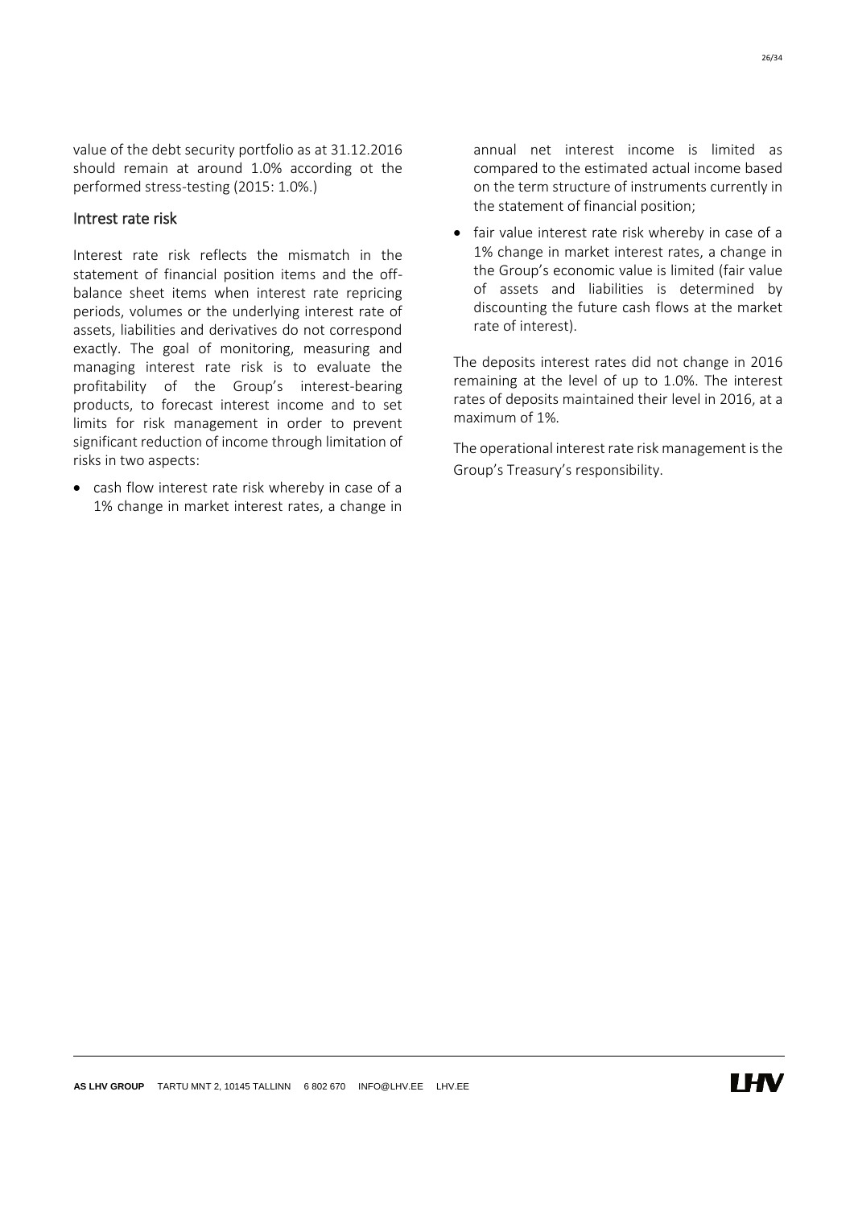value of the debt security portfolio as at 31.12.2016 should remain at around 1.0% according ot the performed stress-testing (2015: 1.0%.)

## Intrest rate risk

Interest rate risk reflects the mismatch in the statement of financial position items and the off-balance sheet items when interest rate repricing periods, volumes or the underlying interest rate of assets, liabilities and derivatives do not correspond exactly. The goal of monitoring, measuring and managing interest rate risk is to evaluate the profitability of the Group's interest-bearing products, to forecast interest income and to set limits for risk management in order to prevent significant reduction of income through limitation of risks in two aspects:

- cash flow interest rate risk whereby in case of a 1% change in market interest rates, a change in annual net interest income is limited as compared to the estimated actual income based on the term structure of instruments currently in the statement of financial position;
- fair value interest rate risk whereby in case of a 1% change in market interest rates, a change in the Group's economic value is limited (fair value of assets and liabilities is determined by discounting the future cash flows at the market rate of interest).

The deposits interest rates did not change in 2016 remaining at the level of up to 1.0%. The interest rates of deposits maintained their level in 2016, at a maximum of 1%.

The operational interest rate risk management is the Group's Treasury's responsibility.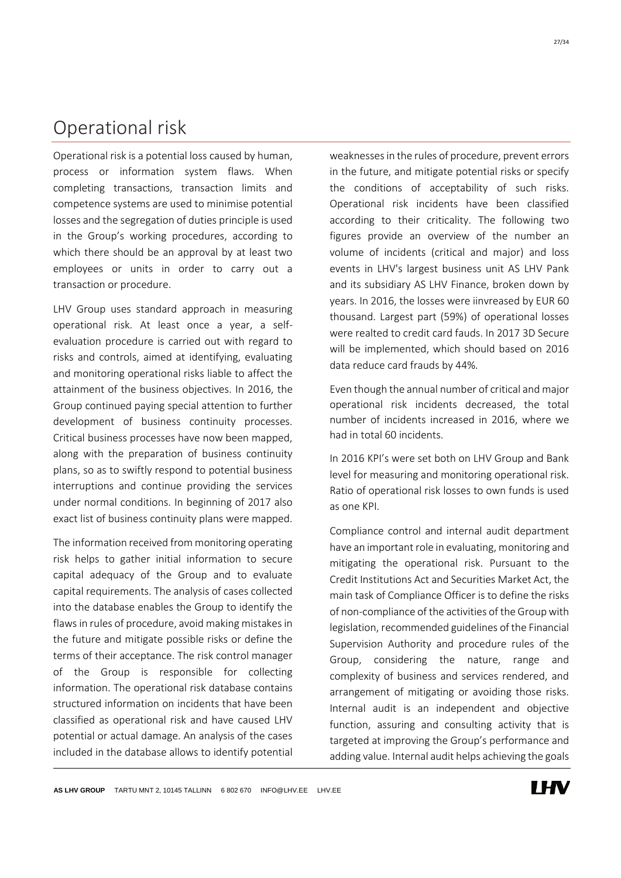# Operational risk

Operational risk is a potential loss caused by human, process or information system flaws. When completing transactions, transaction limits and competence systems are used to minimise potential losses and the segregation of duties principle is used in the Group's working procedures, according to which there should be an approval by at least two employees or units in order to carry out a transaction or procedure.

LHV Group uses standard approach in measuring operational risk. At least once a year, a self-evaluation procedure is carried out with regard to risks and controls, aimed at identifying, evaluating and monitoring operational risks liable to affect the attainment of the business objectives. In 2016, the Group continued paying special attention to further development of business continuity processes. Critical business processes have now been mapped, along with the preparation of business continuity plans, so as to swiftly respond to potential business interruptions and continue providing the services under normal conditions. In beginning of 2017 also exact list of business continuity plans were mapped.

The information received from monitoring operating risk helps to gather initial information to secure capital adequacy of the Group and to evaluate capital requirements. The analysis of cases collected into the database enables the Group to identify the flaws in rules of procedure, avoid making mistakes in the future and mitigate possible risks or define the terms of their acceptance. The risk control manager of the Group is responsible for collecting information. The operational risk database contains structured information on incidents that have been classified as operational risk and have caused LHV potential or actual damage. An analysis of the cases included in the database allows to identify potential weaknesses in the rules of procedure, prevent errors in the future, and mitigate potential risks or specify the conditions of acceptability of such risks. Operational risk incidents have been classified according to their criticality. The following two figures provide an overview of the number an volume of incidents (critical and major) and loss events in LHV's largest business unit AS LHV Pank and its subsidiary AS LHV Finance, broken down by years. In 2016, the losses were iinvreased by EUR 60 thousand. Largest part (59%) of operational losses were realted to credit card fauds. In 2017 3D Secure will be implemented, which should based on 2016 data reduce card frauds by 44%.

Even though the annual number of critical and major operational risk incidents decreased, the total number of incidents increased in 2016, where we had in total 60 incidents.

In 2016 KPI's were set both on LHV Group and Bank level for measuring and monitoring operational risk. Ratio of operational risk losses to own funds is used as one KPI.

Compliance control and internal audit department have an important role in evaluating, monitoring and mitigating the operational risk. Pursuant to the Credit Institutions Act and Securities Market Act, the main task of Compliance Officer is to define the risks of non-compliance of the activities of the Group with legislation, recommended guidelines of the Financial Supervision Authority and procedure rules of the Group, considering the nature, range and complexity of business and services rendered, and arrangement of mitigating or avoiding those risks. Internal audit is an independent and objective function, assuring and consulting activity that is targeted at improving the Group's performance and adding value. Internal audit helps achieving the goals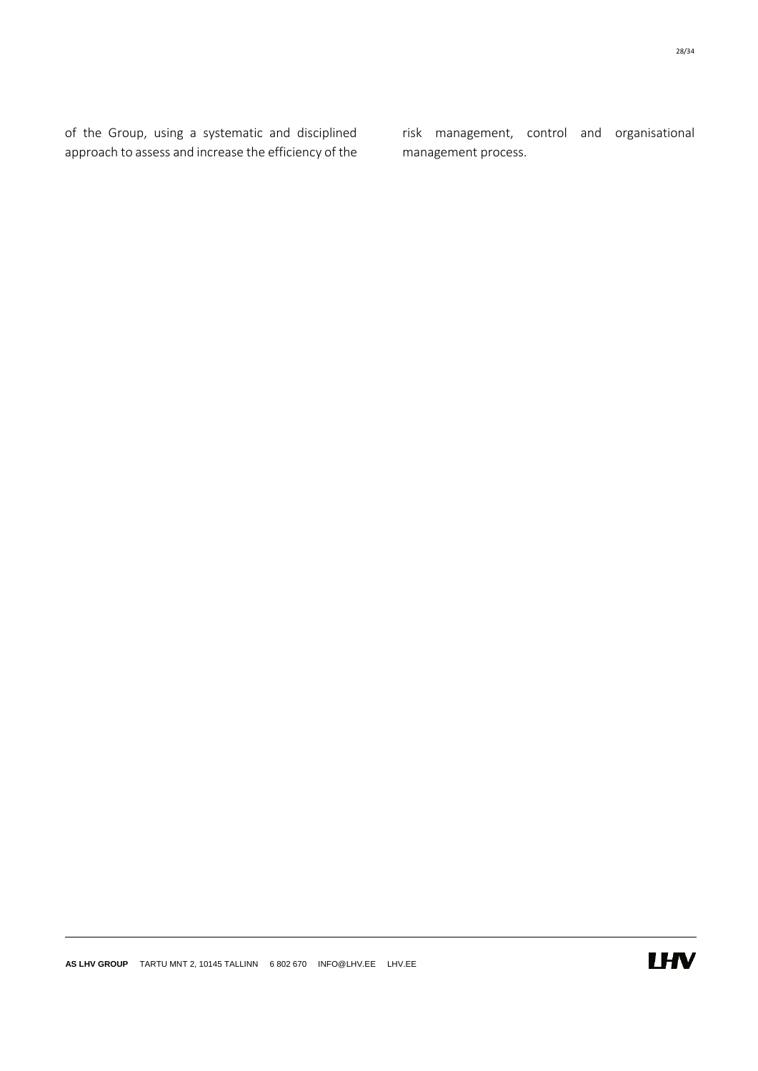of the Group, using a systematic and disciplined approach to assess and increase the efficiency of the risk management, control and organisational management process.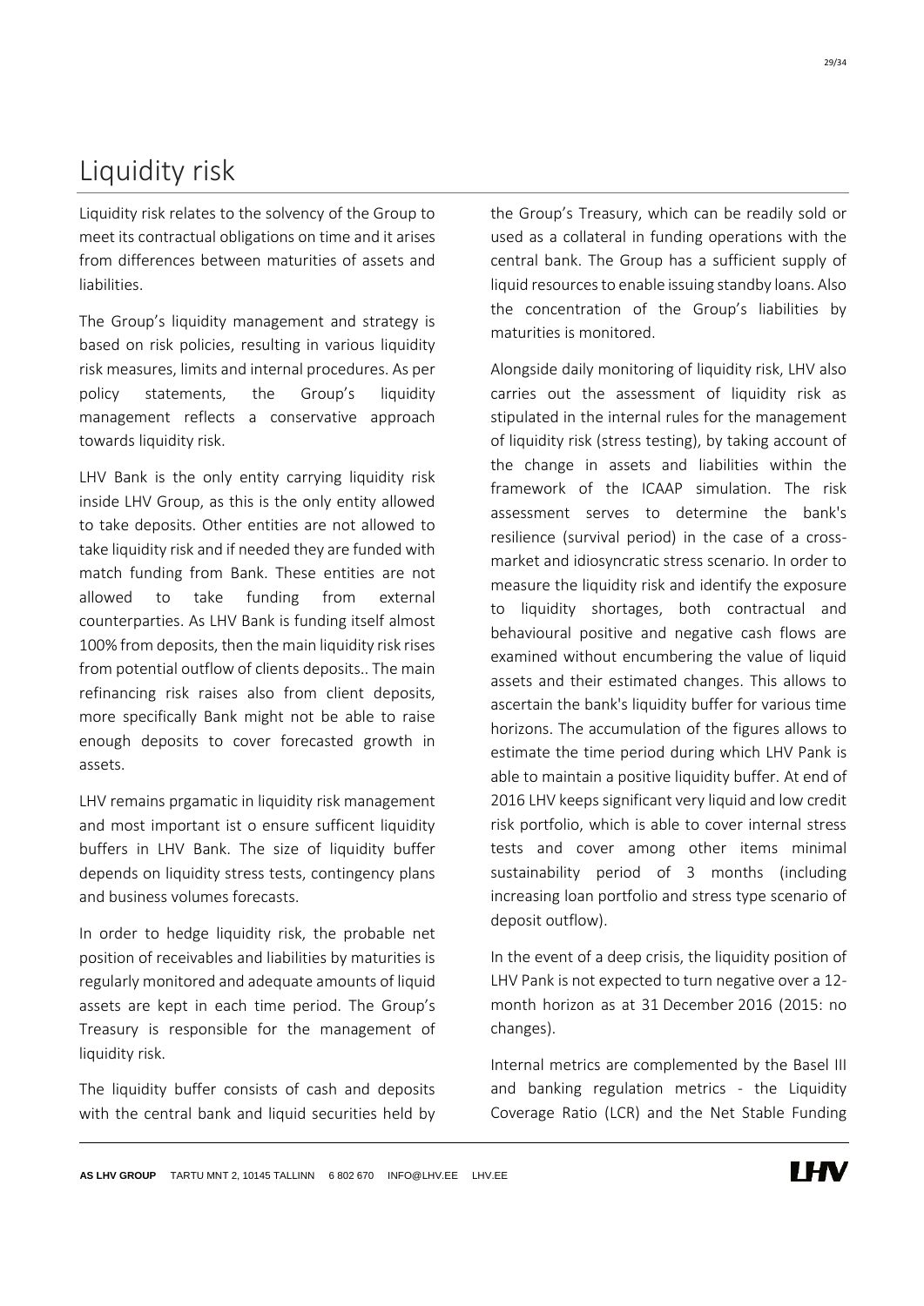# Liquidity risk

Liquidity risk relates to the solvency of the Group to meet its contractual obligations on time and it arises from differences between maturities of assets and liabilities.

The Group's liquidity management and strategy is based on risk policies, resulting in various liquidity risk measures, limits and internal procedures. As per policy statements, the Group's liquidity management reflects a conservative approach towards liquidity risk.

LHV Bank is the only entity carrying liquidity risk inside LHV Group, as this is the only entity allowed to take deposits. Other entities are not allowed to take liquidity risk and if needed they are funded with match funding from Bank. These entities are not allowed to take funding from external counterparties. As LHV Bank is funding itself almost 100% from deposits, then the main liquidity risk rises from potential outflow of clients deposits.. The main refinancing risk raises also from client deposits, more specifically Bank might not be able to raise enough deposits to cover forecasted growth in assets.

LHV remains prgamatic in liquidity risk management and most important ist o ensure sufficent liquidity buffers in LHV Bank. The size of liquidity buffer depends on liquidity stress tests, contingency plans and business volumes forecasts.

In order to hedge liquidity risk, the probable net position of receivables and liabilities by maturities is regularly monitored and adequate amounts of liquid assets are kept in each time period. The Group's Treasury is responsible for the management of liquidity risk.

The liquidity buffer consists of cash and deposits with the central bank and liquid securities held by the Group's Treasury, which can be readily sold or used as a collateral in funding operations with the central bank. The Group has a sufficient supply of liquid resources to enable issuing standby loans. Also the concentration of the Group's liabilities by maturities is monitored.

Alongside daily monitoring of liquidity risk, LHV also carries out the assessment of liquidity risk as stipulated in the internal rules for the management of liquidity risk (stress testing), by taking account of the change in assets and liabilities within the framework of the ICAAP simulation. The risk assessment serves to determine the bank's resilience (survival period) in the case of a cross-market and idiosyncratic stress scenario. In order to measure the liquidity risk and identify the exposure to liquidity shortages, both contractual and behavioural positive and negative cash flows are examined without encumbering the value of liquid assets and their estimated changes. This allows to ascertain the bank's liquidity buffer for various time horizons. The accumulation of the figures allows to estimate the time period during which LHV Pank is able to maintain a positive liquidity buffer. At end of 2016 LHV keeps significant very liquid and low credit risk portfolio, which is able to cover internal stress tests and cover among other items minimal sustainability period of 3 months (including increasing loan portfolio and stress type scenario of deposit outflow).

In the event of a deep crisis, the liquidity position of LHV Pank is not expected to turn negative over a 12-month horizon as at 31 December 2016 (2015: no changes).

Internal metrics are complemented by the Basel III and banking regulation metrics - the Liquidity Coverage Ratio (LCR) and the Net Stable Funding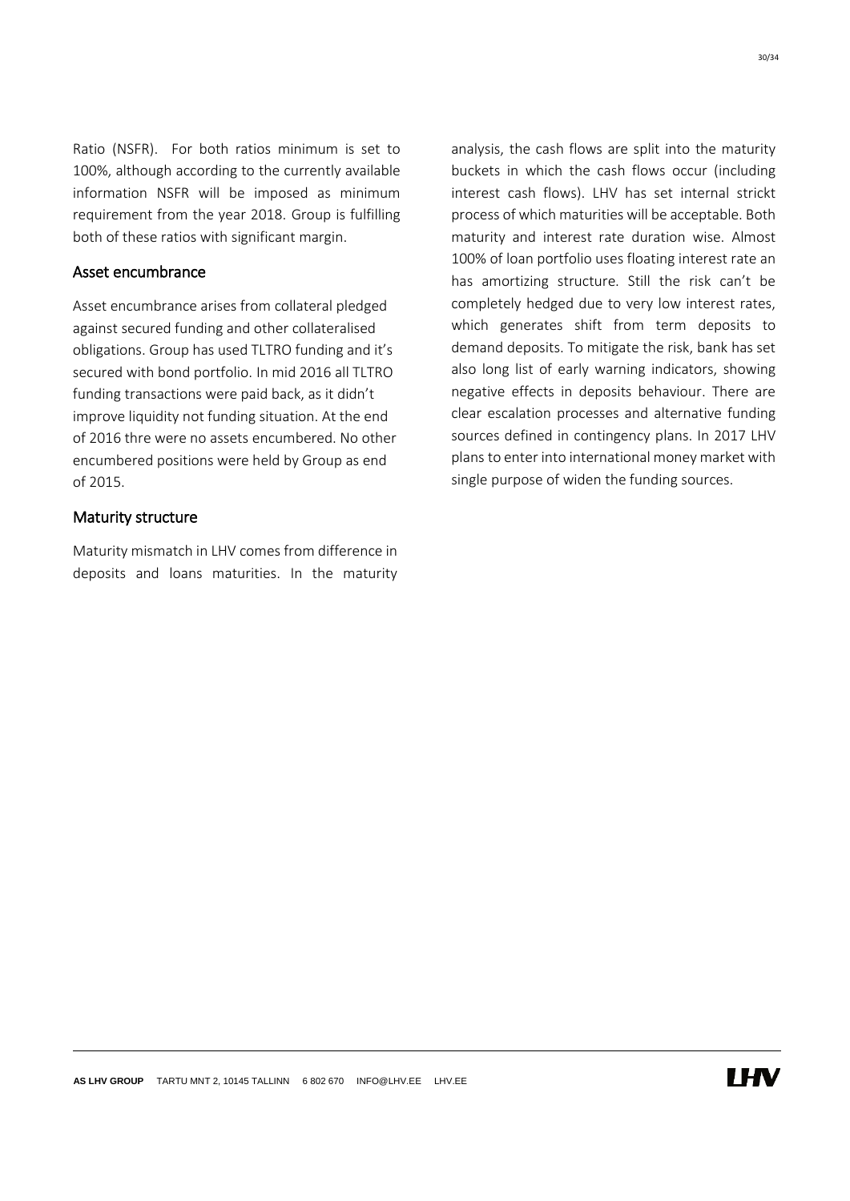Ratio (NSFR). For both ratios minimum is set to 100%, although according to the currently available information NSFR will be imposed as minimum requirement from the year 2018. Group is fulfilling both of these ratios with significant margin.

## Asset encumbrance

Asset encumbrance arises from collateral pledged against secured funding and other collateralised obligations. Group has used TLTRO funding and it's secured with bond portfolio. In mid 2016 all TLTRO funding transactions were paid back, as it didn't improve liquidity not funding situation. At the end of 2016 thre were no assets encumbered. No other encumbered positions were held by Group as end of 2015.

## Maturity structure

Maturity mismatch in LHV comes from difference in deposits and loans maturities. In the maturity analysis, the cash flows are split into the maturity buckets in which the cash flows occur (including interest cash flows). LHV has set internal strickt process of which maturities will be acceptable. Both maturity and interest rate duration wise. Almost 100% of loan portfolio uses floating interest rate an has amortizing structure. Still the risk can't be completely hedged due to very low interest rates, which generates shift from term deposits to demand deposits. To mitigate the risk, bank has set also long list of early warning indicators, showing negative effects in deposits behaviour. There are clear escalation processes and alternative funding sources defined in contingency plans. In 2017 LHV plans to enter into international money market with single purpose of widen the funding sources.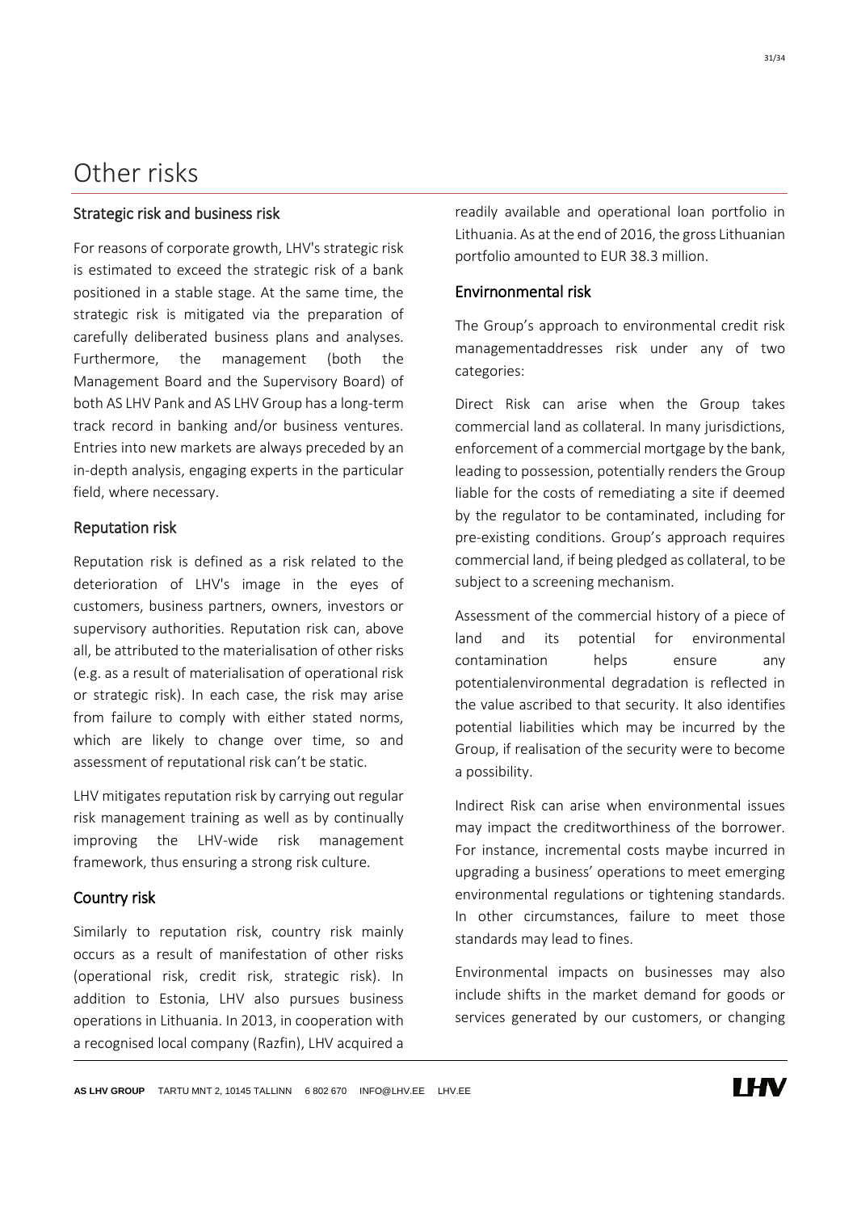# Other risks

## Strategic risk and business risk

For reasons of corporate growth, LHV's strategic risk is estimated to exceed the strategic risk of a bank positioned in a stable stage. At the same time, the strategic risk is mitigated via the preparation of carefully deliberated business plans and analyses. Furthermore, the management (both the Management Board and the Supervisory Board) of both AS LHV Pank and AS LHV Group has a long-term track record in banking and/or business ventures. Entries into new markets are always preceded by an in-depth analysis, engaging experts in the particular field, where necessary.

## Reputation risk

Reputation risk is defined as a risk related to the deterioration of LHV's image in the eyes of customers, business partners, owners, investors or supervisory authorities. Reputation risk can, above all, be attributed to the materialisation of other risks (e.g. as a result of materialisation of operational risk or strategic risk). In each case, the risk may arise from failure to comply with either stated norms, which are likely to change over time, so and assessment of reputational risk can't be static.

LHV mitigates reputation risk by carrying out regular risk management training as well as by continually improving the LHV-wide risk management framework, thus ensuring a strong risk culture.

## Country risk

Similarly to reputation risk, country risk mainly occurs as a result of manifestation of other risks (operational risk, credit risk, strategic risk). In addition to Estonia, LHV also pursues business operations in Lithuania. In 2013, in cooperation with a recognised local company (Razfin), LHV acquired a readily available and operational loan portfolio in Lithuania. As at the end of 2016, the gross Lithuanian portfolio amounted to EUR 38.3 million.

## Envirnonmental risk

The Group's approach to environmental credit risk managementaddresses risk under any of two categories:

Direct Risk can arise when the Group takes commercial land as collateral. In many jurisdictions, enforcement of a commercial mortgage by the bank, leading to possession, potentially renders the Group liable for the costs of remediating a site if deemed by the regulator to be contaminated, including for pre-existing conditions. Group's approach requires commercial land, if being pledged as collateral, to be subject to a screening mechanism.

Assessment of the commercial history of a piece of land and its potential for environmental contamination helps ensure any potentialenvironmental degradation is reflected in the value ascribed to that security. It also identifies potential liabilities which may be incurred by the Group, if realisation of the security were to become a possibility.

Indirect Risk can arise when environmental issues may impact the creditworthiness of the borrower. For instance, incremental costs maybe incurred in upgrading a business' operations to meet emerging environmental regulations or tightening standards. In other circumstances, failure to meet those standards may lead to fines.

Environmental impacts on businesses may also include shifts in the market demand for goods or services generated by our customers, or changing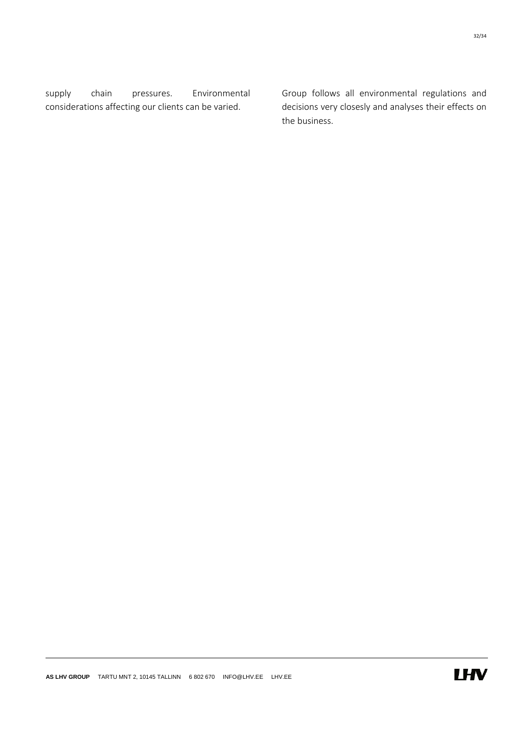supply chain pressures. Environmental considerations affecting our clients can be varied.

Group follows all environmental regulations and decisions very closesly and analyses their effects on the business.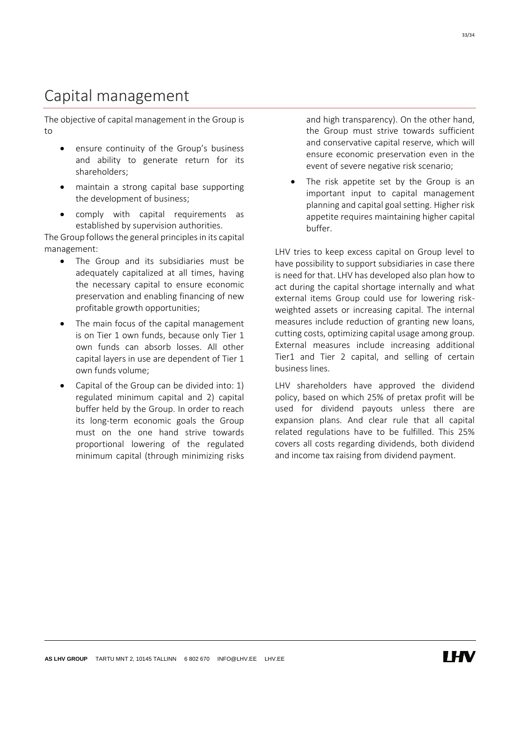# Capital management

The objective of capital management in the Group is to

- ensure continuity of the Group's business and ability to generate return for its shareholders;
- maintain a strong capital base supporting the development of business;
- comply with capital requirements as established by supervision authorities.

The Group follows the general principles in its capital management:

- The Group and its subsidiaries must be adequately capitalized at all times, having the necessary capital to ensure economic preservation and enabling financing of new profitable growth opportunities;
- The main focus of the capital management is on Tier 1 own funds, because only Tier 1 own funds can absorb losses. All other capital layers in use are dependent of Tier 1 own funds volume;
- Capital of the Group can be divided into: 1) regulated minimum capital and 2) capital buffer held by the Group. In order to reach its long-term economic goals the Group must on the one hand strive towards proportional lowering of the regulated minimum capital (through minimizing risks and high transparency). On the other hand, the Group must strive towards sufficient and conservative capital reserve, which will ensure economic preservation even in the event of severe negative risk scenario;
- The risk appetite set by the Group is an important input to capital management planning and capital goal setting. Higher risk appetite requires maintaining higher capital buffer.

LHV tries to keep excess capital on Group level to have possibility to support subsidiaries in case there is need for that. LHV has developed also plan how to act during the capital shortage internally and what external items Group could use for lowering risk-weighted assets or increasing capital. The internal measures include reduction of granting new loans, cutting costs, optimizing capital usage among group. External measures include increasing additional Tier1 and Tier 2 capital, and selling of certain business lines.

LHV shareholders have approved the dividend policy, based on which 25% of pretax profit will be used for dividend payouts unless there are expansion plans. And clear rule that all capital related regulations have to be fulfilled. This 25% covers all costs regarding dividends, both dividend and income tax raising from dividend payment.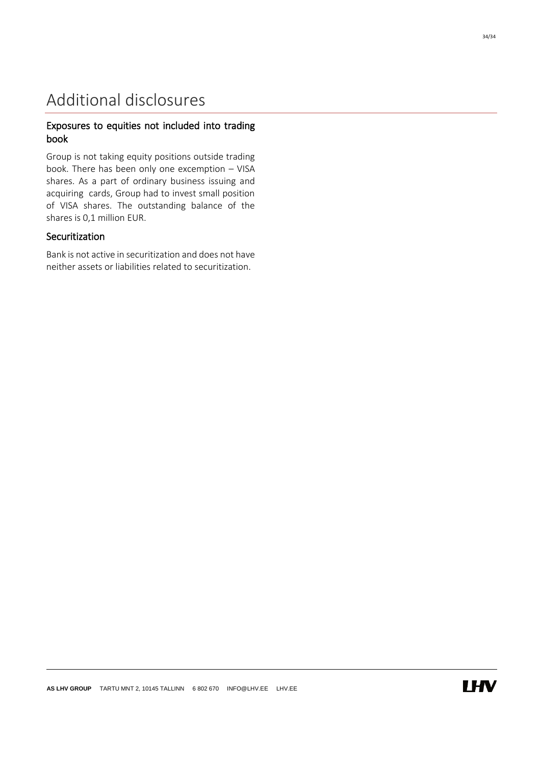# Additional disclosures

## Exposures to equities not included into trading book

Group is not taking equity positions outside trading book. There has been only one excemption – VISA shares. As a part of ordinary business issuing and acquiring cards, Group had to invest small position of VISA shares. The outstanding balance of the shares is 0,1 million EUR.

## Securitization

Bank is not active in securitization and does not have neither assets or liabilities related to securitization.